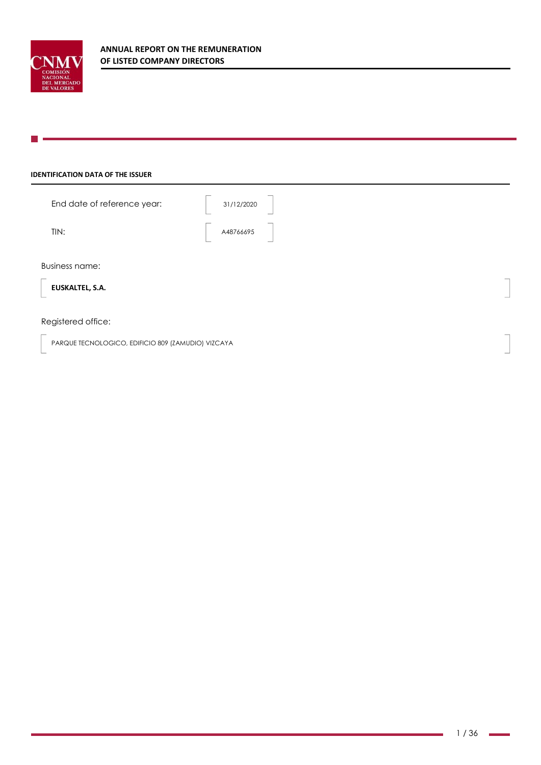# ANNUAL REPORT ON THE REMUNERATION OF LISTED COMPANY DIRECTORS

## IDENTIFICATION DATA OF THE ISSUER

End date of reference year: 31/12/2020

TIN: A48766695

Business name:

**EUSKALTEL, S.A.**

Registered office:

PARQUE TECNOLOGICO, EDIFICIO 809 (ZAMUDIO) VIZCAYA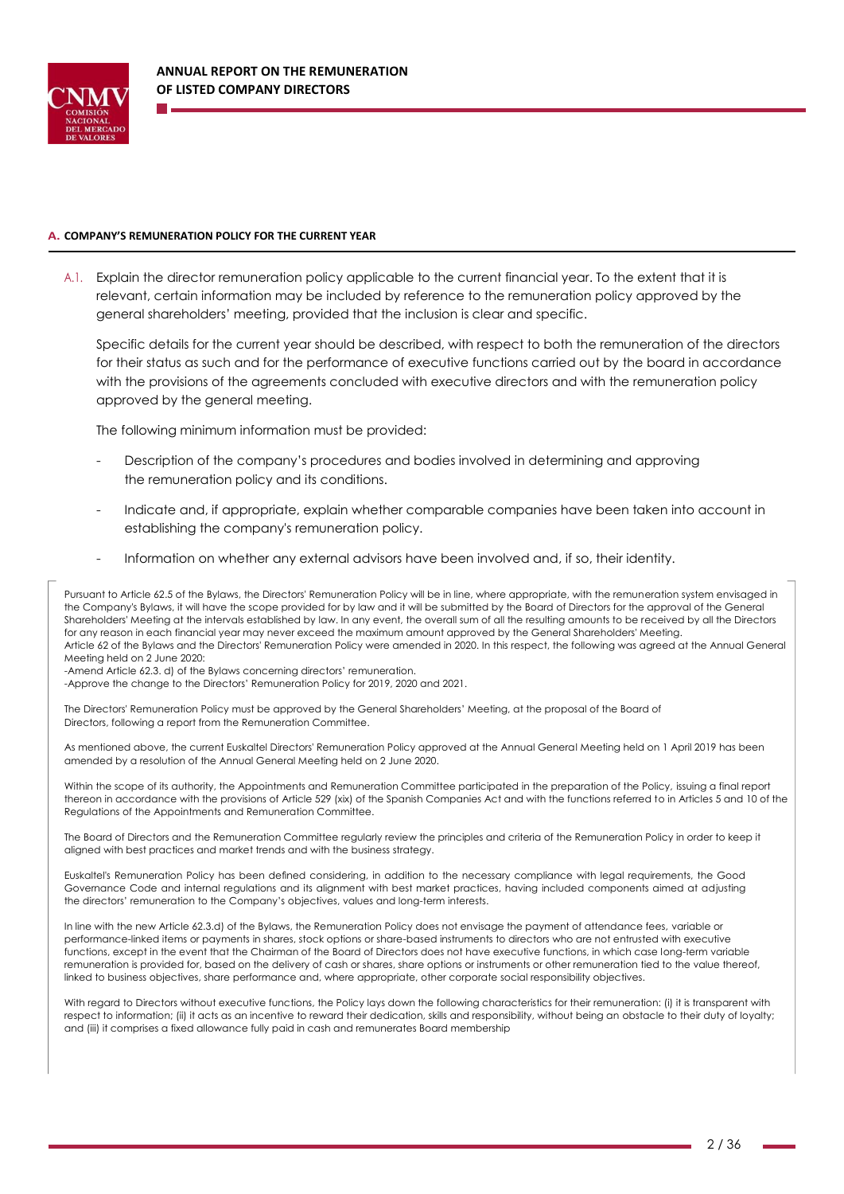## A. COMPANY'S REMUNERATION POLICY FOR THE CURRENT YEAR

A.1. Explain the director remuneration policy applicable to the current financial year. To the extent that it is relevant, certain information may be included by reference to the remuneration policy approved by the general shareholders' meeting, provided that the inclusion is clear and specific.

Specific details for the current year should be described, with respect to both the remuneration of the directors for their status as such and for the performance of executive functions carried out by the board in accordance with the provisions of the agreements concluded with executive directors and with the remuneration policy approved by the general meeting.

The following minimum information must be provided:

- Description of the company's procedures and bodies involved in determining and approving the remuneration policy and its conditions.
- Indicate and, if appropriate, explain whether comparable companies have been taken into account in establishing the company's remuneration policy.
- Information on whether any external advisors have been involved and, if so, their identity.

Pursuant to Article 62.5 of the Bylaws, the Directors' Remuneration Policy will be in line, where appropriate, with the remuneration system envisaged in the Company's Bylaws, it will have the scope provided for by law and it will be submitted by the Board of Directors for the approval of the General Shareholders' Meeting at the intervals established by law. In any event, the overall sum of all the resulting amounts to be received by all the Directors for any reason in each financial year may never exceed the maximum amount approved by the General Shareholders' Meeting.
Article 62 of the Bylaws and the Directors' Remuneration Policy were amended in 2020. In this respect, the following was agreed at the Annual General Meeting held on 2 June 2020:
-Amend Article 62.3. d) of the Bylaws concerning directors' remuneration.
-Approve the change to the Directors' Remuneration Policy for 2019, 2020 and 2021.

The Directors' Remuneration Policy must be approved by the General Shareholders' Meeting, at the proposal of the Board of Directors, following a report from the Remuneration Committee.

As mentioned above, the current Euskaltel Directors' Remuneration Policy approved at the Annual General Meeting held on 1 April 2019 has been amended by a resolution of the Annual General Meeting held on 2 June 2020.

Within the scope of its authority, the Appointments and Remuneration Committee participated in the preparation of the Policy, issuing a final report thereon in accordance with the provisions of Article 529 (xix) of the Spanish Companies Act and with the functions referred to in Articles 5 and 10 of the Regulations of the Appointments and Remuneration Committee.

The Board of Directors and the Remuneration Committee regularly review the principles and criteria of the Remuneration Policy in order to keep it aligned with best practices and market trends and with the business strategy.

Euskaltel's Remuneration Policy has been defined considering, in addition to the necessary compliance with legal requirements, the Good Governance Code and internal regulations and its alignment with best market practices, having included components aimed at adjusting the directors' remuneration to the Company's objectives, values and long-term interests.

In line with the new Article 62.3.d) of the Bylaws, the Remuneration Policy does not envisage the payment of attendance fees, variable or performance-linked items or payments in shares, stock options or share-based instruments to directors who are not entrusted with executive functions, except in the event that the Chairman of the Board of Directors does not have executive functions, in which case long-term variable remuneration is provided for, based on the delivery of cash or shares, share options or instruments or other remuneration tied to the value thereof, linked to business objectives, share performance and, where appropriate, other corporate social responsibility objectives.

With regard to Directors without executive functions, the Policy lays down the following characteristics for their remuneration: (i) it is transparent with respect to information; (ii) it acts as an incentive to reward their dedication, skills and responsibility, without being an obstacle to their duty of loyalty; and (iii) it comprises a fixed allowance fully paid in cash and remunerates Board membership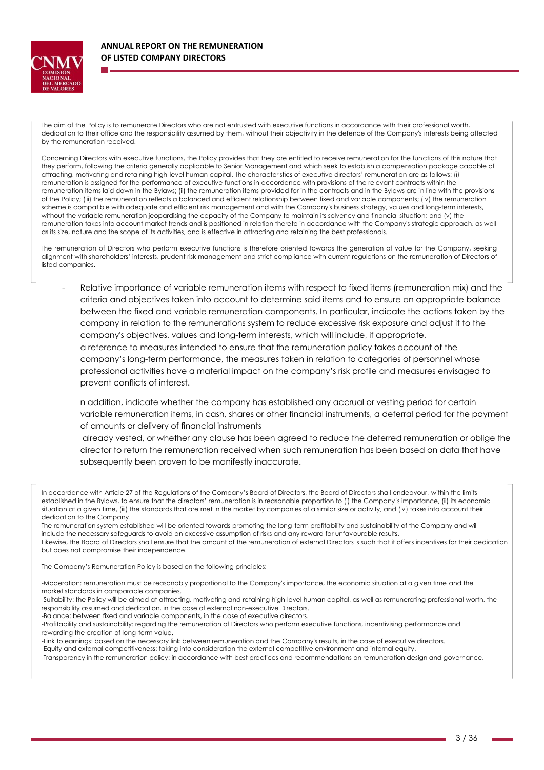The aim of the Policy is to remunerate Directors who are not entrusted with executive functions in accordance with their professional worth, dedication to their office and the responsibility assumed by them, without their objectivity in the defence of the Company's interests being affected by the remuneration received.

Concerning Directors with executive functions, the Policy provides that they are entitled to receive remuneration for the functions of this nature that they perform, following the criteria generally applicable to Senior Management and which seek to establish a compensation package capable of attracting, motivating and retaining high-level human capital. The characteristics of executive directors' remuneration are as follows: (i) remuneration is assigned for the performance of executive functions in accordance with provisions of the relevant contracts within the remuneration items laid down in the Bylaws; (ii) the remuneration items provided for in the contracts and in the Bylaws are in line with the provisions of the Policy; (iii) the remuneration reflects a balanced and efficient relationship between fixed and variable components; (iv) the remuneration scheme is compatible with adequate and efficient risk management and with the Company's business strategy, values and long-term interests, without the variable remuneration jeopardising the capacity of the Company to maintain its solvency and financial situation; and (v) the remuneration takes into account market trends and is positioned in relation thereto in accordance with the Company's strategic approach, as well as its size, nature and the scope of its activities, and is effective in attracting and retaining the best professionals.

The remuneration of Directors who perform executive functions is therefore oriented towards the generation of value for the Company, seeking alignment with shareholders' interests, prudent risk management and strict compliance with current regulations on the remuneration of Directors of listed companies.

- Relative importance of variable remuneration items with respect to fixed items (remuneration mix) and the criteria and objectives taken into account to determine said items and to ensure an appropriate balance between the fixed and variable remuneration components. In particular, indicate the actions taken by the company in relation to the remunerations system to reduce excessive risk exposure and adjust it to the company's objectives, values and long-term interests, which will include, if appropriate, a reference to measures intended to ensure that the remuneration policy takes account of the company's long-term performance, the measures taken in relation to categories of personnel whose professional activities have a material impact on the company's risk profile and measures envisaged to prevent conflicts of interest.

  n addition, indicate whether the company has established any accrual or vesting period for certain variable remuneration items, in cash, shares or other financial instruments, a deferral period for the payment of amounts or delivery of financial instruments already vested, or whether any clause has been agreed to reduce the deferred remuneration or oblige the director to return the remuneration received when such remuneration has been based on data that have subsequently been proven to be manifestly inaccurate.

In accordance with Article 27 of the Regulations of the Company's Board of Directors, the Board of Directors shall endeavour, within the limits established in the Bylaws, to ensure that the directors' remuneration is in reasonable proportion to (i) the Company's importance, (ii) its economic situation at a given time, (iii) the standards that are met in the market by companies of a similar size or activity, and (iv) takes into account their dedication to the Company.
The remuneration system established will be oriented towards promoting the long-term profitability and sustainability of the Company and will include the necessary safeguards to avoid an excessive assumption of risks and any reward for unfavourable results.
Likewise, the Board of Directors shall ensure that the amount of the remuneration of external Directors is such that it offers incentives for their dedication but does not compromise their independence.

The Company's Remuneration Policy is based on the following principles:

-Moderation: remuneration must be reasonably proportional to the Company's importance, the economic situation at a given time and the market standards in comparable companies.
-Suitability: the Policy will be aimed at attracting, motivating and retaining high-level human capital, as well as remunerating professional worth, the responsibility assumed and dedication, in the case of external non-executive Directors.
-Balance: between fixed and variable components, in the case of executive directors.
-Profitability and sustainability: regarding the remuneration of Directors who perform executive functions, incentivising performance and rewarding the creation of long-term value.
-Link to earnings: based on the necessary link between remuneration and the Company's results, in the case of executive directors.
-Equity and external competitiveness: taking into consideration the external competitive environment and internal equity.
-Transparency in the remuneration policy: in accordance with best practices and recommendations on remuneration design and governance.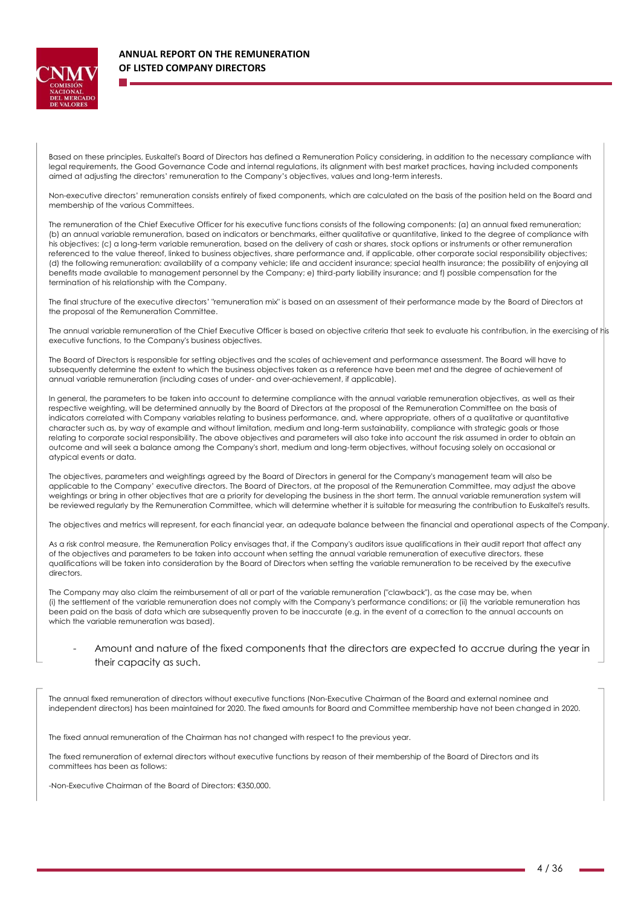Based on these principles, Euskaltel's Board of Directors has defined a Remuneration Policy considering, in addition to the necessary compliance with legal requirements, the Good Governance Code and internal regulations, its alignment with best market practices, having included components aimed at adjusting the directors' remuneration to the Company's objectives, values and long-term interests.

Non-executive directors' remuneration consists entirely of fixed components, which are calculated on the basis of the position held on the Board and membership of the various Committees.

The remuneration of the Chief Executive Officer for his executive functions consists of the following components: (a) an annual fixed remuneration; (b) an annual variable remuneration, based on indicators or benchmarks, either qualitative or quantitative, linked to the degree of compliance with his objectives; (c) a long-term variable remuneration, based on the delivery of cash or shares, stock options or instruments or other remuneration referenced to the value thereof, linked to business objectives, share performance and, if applicable, other corporate social responsibility objectives; (d) the following remuneration: availability of a company vehicle; life and accident insurance; special health insurance; the possibility of enjoying all benefits made available to management personnel by the Company; e) third-party liability insurance; and f) possible compensation for the termination of his relationship with the Company.

The final structure of the executive directors' "remuneration mix" is based on an assessment of their performance made by the Board of Directors at the proposal of the Remuneration Committee.

The annual variable remuneration of the Chief Executive Officer is based on objective criteria that seek to evaluate his contribution, in the exercising of his executive functions, to the Company's business objectives.

The Board of Directors is responsible for setting objectives and the scales of achievement and performance assessment. The Board will have to subsequently determine the extent to which the business objectives taken as a reference have been met and the degree of achievement of annual variable remuneration (including cases of under- and over-achievement, if applicable).

In general, the parameters to be taken into account to determine compliance with the annual variable remuneration objectives, as well as their respective weighting, will be determined annually by the Board of Directors at the proposal of the Remuneration Committee on the basis of indicators correlated with Company variables relating to business performance, and, where appropriate, others of a qualitative or quantitative character such as, by way of example and without limitation, medium and long-term sustainability, compliance with strategic goals or those relating to corporate social responsibility. The above objectives and parameters will also take into account the risk assumed in order to obtain an outcome and will seek a balance among the Company's short, medium and long-term objectives, without focusing solely on occasional or atypical events or data.

The objectives, parameters and weightings agreed by the Board of Directors in general for the Company's management team will also be applicable to the Company' executive directors. The Board of Directors, at the proposal of the Remuneration Committee, may adjust the above weightings or bring in other objectives that are a priority for developing the business in the short term. The annual variable remuneration system will be reviewed regularly by the Remuneration Committee, which will determine whether it is suitable for measuring the contribution to Euskaltel's results.

The objectives and metrics will represent, for each financial year, an adequate balance between the financial and operational aspects of the Company.

As a risk control measure, the Remuneration Policy envisages that, if the Company's auditors issue qualifications in their audit report that affect any of the objectives and parameters to be taken into account when setting the annual variable remuneration of executive directors, these qualifications will be taken into consideration by the Board of Directors when setting the variable remuneration to be received by the executive directors.

The Company may also claim the reimbursement of all or part of the variable remuneration ("clawback"), as the case may be, when (i) the settlement of the variable remuneration does not comply with the Company's performance conditions; or (ii) the variable remuneration has been paid on the basis of data which are subsequently proven to be inaccurate (e.g. in the event of a correction to the annual accounts on which the variable remuneration was based).

- Amount and nature of the fixed components that the directors are expected to accrue during the year in their capacity as such.

The annual fixed remuneration of directors without executive functions (Non-Executive Chairman of the Board and external nominee and independent directors) has been maintained for 2020. The fixed amounts for Board and Committee membership have not been changed in 2020.

The fixed annual remuneration of the Chairman has not changed with respect to the previous year.

The fixed remuneration of external directors without executive functions by reason of their membership of the Board of Directors and its committees has been as follows:

-Non-Executive Chairman of the Board of Directors: €350,000.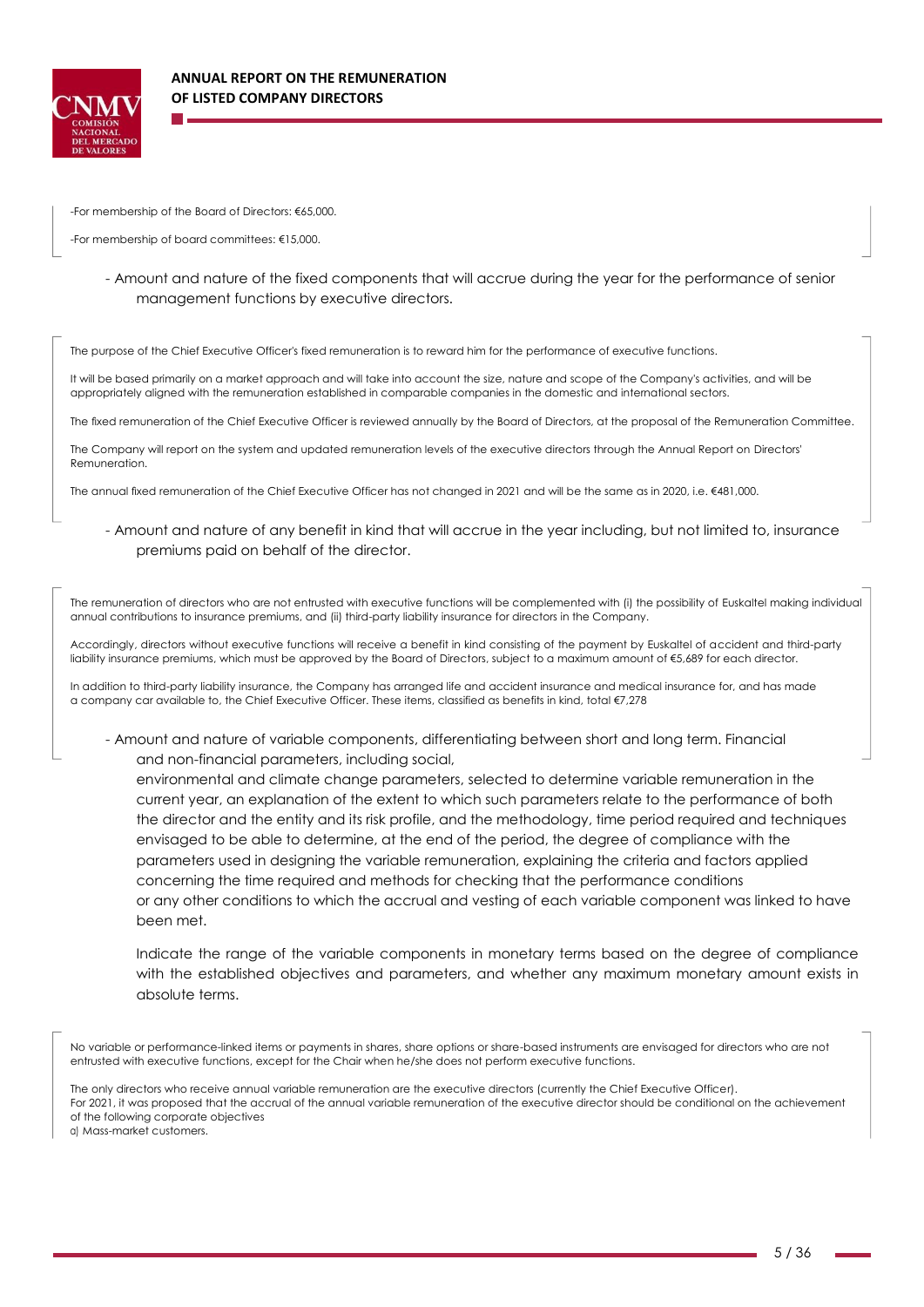-For membership of the Board of Directors: €65,000.

-For membership of board committees: €15,000.

- Amount and nature of the fixed components that will accrue during the year for the performance of senior management functions by executive directors.

The purpose of the Chief Executive Officer's fixed remuneration is to reward him for the performance of executive functions.

It will be based primarily on a market approach and will take into account the size, nature and scope of the Company's activities, and will be appropriately aligned with the remuneration established in comparable companies in the domestic and international sectors.

The fixed remuneration of the Chief Executive Officer is reviewed annually by the Board of Directors, at the proposal of the Remuneration Committee.

The Company will report on the system and updated remuneration levels of the executive directors through the Annual Report on Directors' Remuneration.

The annual fixed remuneration of the Chief Executive Officer has not changed in 2021 and will be the same as in 2020, i.e. €481,000.

- Amount and nature of any benefit in kind that will accrue in the year including, but not limited to, insurance premiums paid on behalf of the director.

The remuneration of directors who are not entrusted with executive functions will be complemented with (i) the possibility of Euskaltel making individual annual contributions to insurance premiums, and (ii) third-party liability insurance for directors in the Company.

Accordingly, directors without executive functions will receive a benefit in kind consisting of the payment by Euskaltel of accident and third-party liability insurance premiums, which must be approved by the Board of Directors, subject to a maximum amount of €5,689 for each director.

In addition to third-party liability insurance, the Company has arranged life and accident insurance and medical insurance for, and has made a company car available to, the Chief Executive Officer. These items, classified as benefits in kind, total €7,278

- Amount and nature of variable components, differentiating between short and long term. Financial and non-financial parameters, including social, environmental and climate change parameters, selected to determine variable remuneration in the current year, an explanation of the extent to which such parameters relate to the performance of both the director and the entity and its risk profile, and the methodology, time period required and techniques envisaged to be able to determine, at the end of the period, the degree of compliance with the parameters used in designing the variable remuneration, explaining the criteria and factors applied concerning the time required and methods for checking that the performance conditions or any other conditions to which the accrual and vesting of each variable component was linked to have been met.

  Indicate the range of the variable components in monetary terms based on the degree of compliance with the established objectives and parameters, and whether any maximum monetary amount exists in absolute terms.

No variable or performance-linked items or payments in shares, share options or share-based instruments are envisaged for directors who are not entrusted with executive functions, except for the Chair when he/she does not perform executive functions.

The only directors who receive annual variable remuneration are the executive directors (currently the Chief Executive Officer).
For 2021, it was proposed that the accrual of the annual variable remuneration of the executive director should be conditional on the achievement of the following corporate objectives
a) Mass-market customers.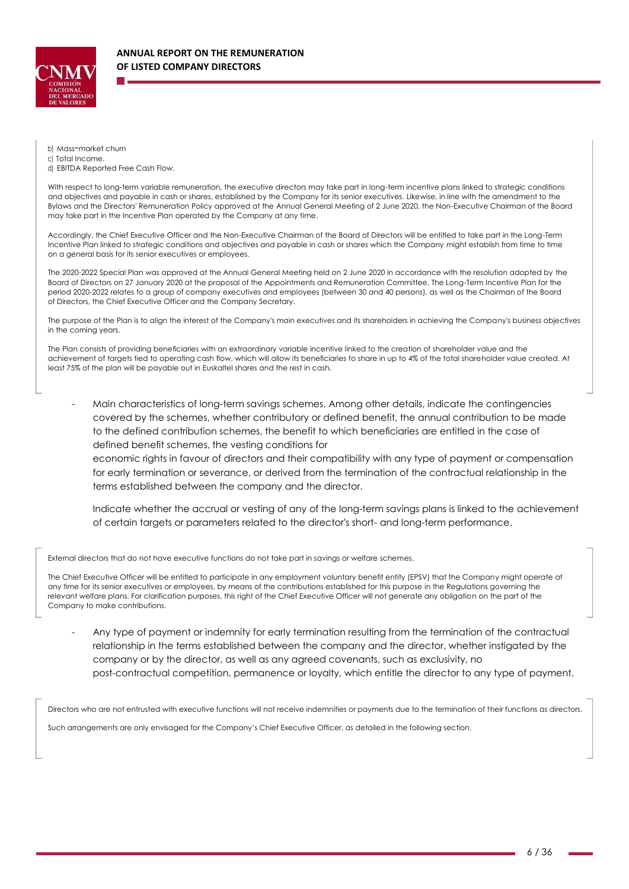b) Mass-market churn
c) Total Income.
d) EBITDA Reported Free Cash Flow.

With respect to long-term variable remuneration, the executive directors may take part in long-term incentive plans linked to strategic conditions and objectives and payable in cash or shares, established by the Company for its senior executives. Likewise, in line with the amendment to the Bylaws and the Directors' Remuneration Policy approved at the Annual General Meeting of 2 June 2020, the Non-Executive Chairman of the Board may take part in the Incentive Plan operated by the Company at any time.

Accordingly, the Chief Executive Officer and the Non-Executive Chairman of the Board of Directors will be entitled to take part in the Long-Term Incentive Plan linked to strategic conditions and objectives and payable in cash or shares which the Company might establish from time to time on a general basis for its senior executives or employees.

The 2020-2022 Special Plan was approved at the Annual General Meeting held on 2 June 2020 in accordance with the resolution adopted by the Board of Directors on 27 January 2020 at the proposal of the Appointments and Remuneration Committee. The Long-Term Incentive Plan for the period 2020-2022 relates to a group of company executives and employees (between 30 and 40 persons), as well as the Chairman of the Board of Directors, the Chief Executive Officer and the Company Secretary.

The purpose of the Plan is to align the interest of the Company's main executives and its shareholders in achieving the Company's business objectives in the coming years.

The Plan consists of providing beneficiaries with an extraordinary variable incentive linked to the creation of shareholder value and the achievement of targets tied to operating cash flow, which will allow its beneficiaries to share in up to 4% of the total shareholder value created. At least 75% of the plan will be payable out in Euskaltel shares and the rest in cash.

- Main characteristics of long-term savings schemes. Among other details, indicate the contingencies covered by the schemes, whether contributory or defined benefit, the annual contribution to be made to the defined contribution schemes, the benefit to which beneficiaries are entitled in the case of defined benefit schemes, the vesting conditions for economic rights in favour of directors and their compatibility with any type of payment or compensation for early termination or severance, or derived from the termination of the contractual relationship in the terms established between the company and the director.

  Indicate whether the accrual or vesting of any of the long-term savings plans is linked to the achievement of certain targets or parameters related to the director's short- and long-term performance.

External directors that do not have executive functions do not take part in savings or welfare schemes.

The Chief Executive Officer will be entitled to participate in any employment voluntary benefit entity (EPSV) that the Company might operate at any time for its senior executives or employees, by means of the contributions established for this purpose in the Regulations governing the relevant welfare plans. For clarification purposes, this right of the Chief Executive Officer will not generate any obligation on the part of the Company to make contributions.

- Any type of payment or indemnity for early termination resulting from the termination of the contractual relationship in the terms established between the company and the director, whether instigated by the company or by the director, as well as any agreed covenants, such as exclusivity, no post-contractual competition, permanence or loyalty, which entitle the director to any type of payment.

Directors who are not entrusted with executive functions will not receive indemnities or payments due to the termination of their functions as directors.

Such arrangements are only envisaged for the Company's Chief Executive Officer, as detailed in the following section.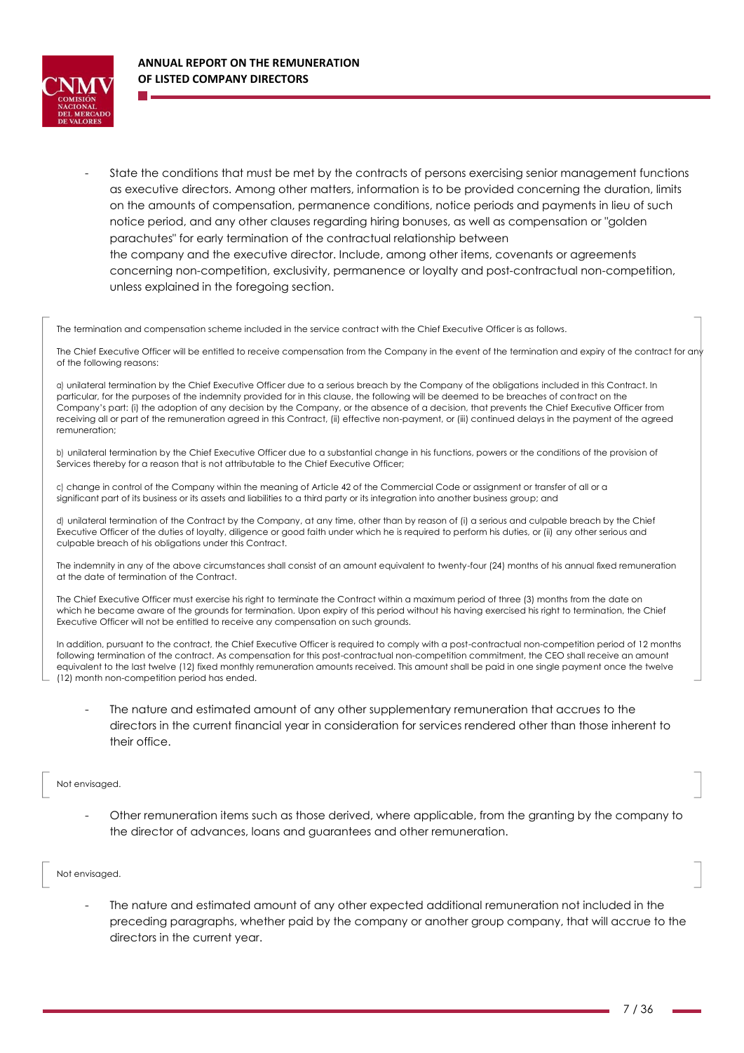- State the conditions that must be met by the contracts of persons exercising senior management functions as executive directors. Among other matters, information is to be provided concerning the duration, limits on the amounts of compensation, permanence conditions, notice periods and payments in lieu of such notice period, and any other clauses regarding hiring bonuses, as well as compensation or "golden parachutes" for early termination of the contractual relationship between the company and the executive director. Include, among other items, covenants or agreements concerning non-competition, exclusivity, permanence or loyalty and post-contractual non-competition, unless explained in the foregoing section.

The termination and compensation scheme included in the service contract with the Chief Executive Officer is as follows.

The Chief Executive Officer will be entitled to receive compensation from the Company in the event of the termination and expiry of the contract for any of the following reasons:

a) unilateral termination by the Chief Executive Officer due to a serious breach by the Company of the obligations included in this Contract. In particular, for the purposes of the indemnity provided for in this clause, the following will be deemed to be breaches of contract on the Company's part: (i) the adoption of any decision by the Company, or the absence of a decision, that prevents the Chief Executive Officer from receiving all or part of the remuneration agreed in this Contract, (ii) effective non-payment, or (iii) continued delays in the payment of the agreed remuneration;

b) unilateral termination by the Chief Executive Officer due to a substantial change in his functions, powers or the conditions of the provision of Services thereby for a reason that is not attributable to the Chief Executive Officer;

c) change in control of the Company within the meaning of Article 42 of the Commercial Code or assignment or transfer of all or a significant part of its business or its assets and liabilities to a third party or its integration into another business group; and

d) unilateral termination of the Contract by the Company, at any time, other than by reason of (i) a serious and culpable breach by the Chief Executive Officer of the duties of loyalty, diligence or good faith under which he is required to perform his duties, or (ii) any other serious and culpable breach of his obligations under this Contract.

The indemnity in any of the above circumstances shall consist of an amount equivalent to twenty-four (24) months of his annual fixed remuneration at the date of termination of the Contract.

The Chief Executive Officer must exercise his right to terminate the Contract within a maximum period of three (3) months from the date on which he became aware of the grounds for termination. Upon expiry of this period without his having exercised his right to termination, the Chief Executive Officer will not be entitled to receive any compensation on such grounds.

In addition, pursuant to the contract, the Chief Executive Officer is required to comply with a post-contractual non-competition period of 12 months following termination of the contract. As compensation for this post-contractual non-competition commitment, the CEO shall receive an amount equivalent to the last twelve (12) fixed monthly remuneration amounts received. This amount shall be paid in one single payment once the twelve (12) month non-competition period has ended.

- The nature and estimated amount of any other supplementary remuneration that accrues to the directors in the current financial year in consideration for services rendered other than those inherent to their office.

Not envisaged.

- Other remuneration items such as those derived, where applicable, from the granting by the company to the director of advances, loans and guarantees and other remuneration.

Not envisaged.

- The nature and estimated amount of any other expected additional remuneration not included in the preceding paragraphs, whether paid by the company or another group company, that will accrue to the directors in the current year.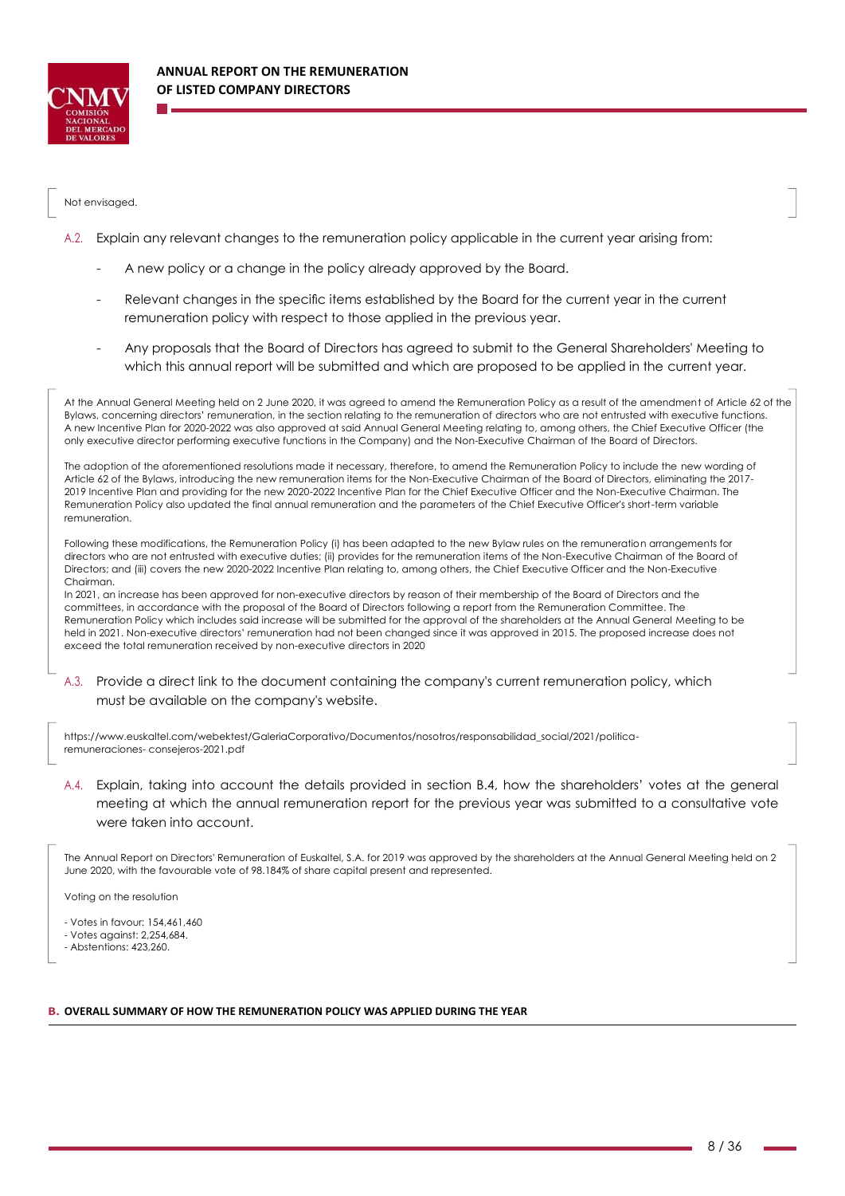Not envisaged.

A.2. Explain any relevant changes to the remuneration policy applicable in the current year arising from:

- A new policy or a change in the policy already approved by the Board.
- Relevant changes in the specific items established by the Board for the current year in the current remuneration policy with respect to those applied in the previous year.
- Any proposals that the Board of Directors has agreed to submit to the General Shareholders' Meeting to which this annual report will be submitted and which are proposed to be applied in the current year.

At the Annual General Meeting held on 2 June 2020, it was agreed to amend the Remuneration Policy as a result of the amendment of Article 62 of the Bylaws, concerning directors' remuneration, in the section relating to the remuneration of directors who are not entrusted with executive functions. A new Incentive Plan for 2020-2022 was also approved at said Annual General Meeting relating to, among others, the Chief Executive Officer (the only executive director performing executive functions in the Company) and the Non-Executive Chairman of the Board of Directors.

The adoption of the aforementioned resolutions made it necessary, therefore, to amend the Remuneration Policy to include the new wording of Article 62 of the Bylaws, introducing the new remuneration items for the Non-Executive Chairman of the Board of Directors, eliminating the 2017-2019 Incentive Plan and providing for the new 2020-2022 Incentive Plan for the Chief Executive Officer and the Non-Executive Chairman. The Remuneration Policy also updated the final annual remuneration and the parameters of the Chief Executive Officer's short-term variable remuneration.

Following these modifications, the Remuneration Policy (i) has been adapted to the new Bylaw rules on the remuneration arrangements for directors who are not entrusted with executive duties; (ii) provides for the remuneration items of the Non-Executive Chairman of the Board of Directors; and (iii) covers the new 2020-2022 Incentive Plan relating to, among others, the Chief Executive Officer and the Non-Executive Chairman.

In 2021, an increase has been approved for non-executive directors by reason of their membership of the Board of Directors and the committees, in accordance with the proposal of the Board of Directors following a report from the Remuneration Committee. The Remuneration Policy which includes said increase will be submitted for the approval of the shareholders at the Annual General Meeting to be held in 2021. Non-executive directors' remuneration had not been changed since it was approved in 2015. The proposed increase does not exceed the total remuneration received by non-executive directors in 2020

A.3. Provide a direct link to the document containing the company's current remuneration policy, which must be available on the company's website.

https://www.euskaltel.com/webektest/GaleriaCorporativo/Documentos/nosotros/responsabilidad_social/2021/politica-remuneraciones- consejeros-2021.pdf

A.4. Explain, taking into account the details provided in section B.4, how the shareholders' votes at the general meeting at which the annual remuneration report for the previous year was submitted to a consultative vote were taken into account.

The Annual Report on Directors' Remuneration of Euskaltel, S.A. for 2019 was approved by the shareholders at the Annual General Meeting held on 2 June 2020, with the favourable vote of 98.184% of share capital present and represented.

Voting on the resolution

- Votes in favour: 154,461,460
- Votes against: 2,254,684.
- Abstentions: 423,260.

## B. OVERALL SUMMARY OF HOW THE REMUNERATION POLICY WAS APPLIED DURING THE YEAR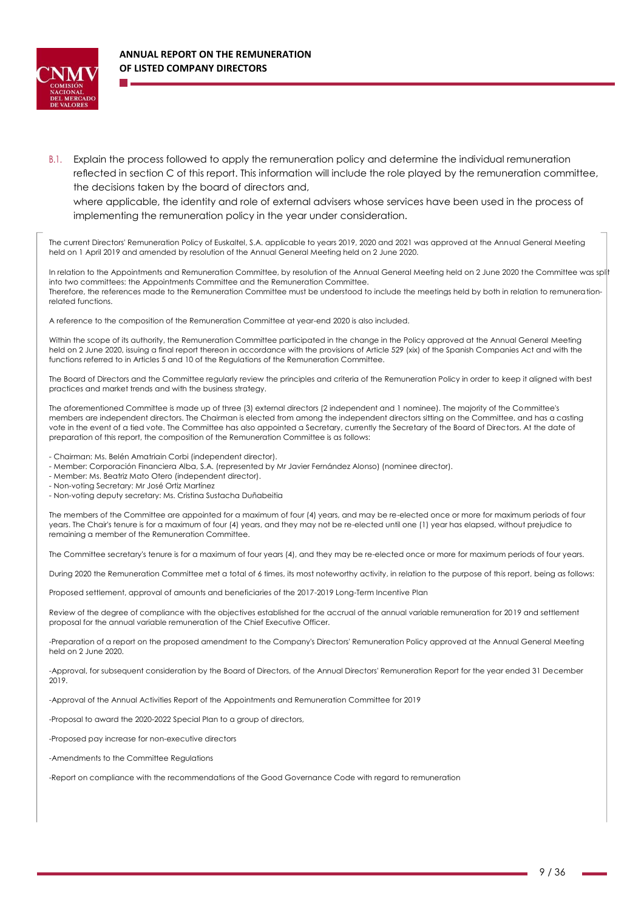B.1. Explain the process followed to apply the remuneration policy and determine the individual remuneration reflected in section C of this report. This information will include the role played by the remuneration committee, the decisions taken by the board of directors and, where applicable, the identity and role of external advisers whose services have been used in the process of implementing the remuneration policy in the year under consideration.

The current Directors' Remuneration Policy of Euskaltel, S.A. applicable to years 2019, 2020 and 2021 was approved at the Annual General Meeting held on 1 April 2019 and amended by resolution of the Annual General Meeting held on 2 June 2020.

In relation to the Appointments and Remuneration Committee, by resolution of the Annual General Meeting held on 2 June 2020 the Committee was split into two committees: the Appointments Committee and the Remuneration Committee.
Therefore, the references made to the Remuneration Committee must be understood to include the meetings held by both in relation to remuneration-related functions.

A reference to the composition of the Remuneration Committee at year-end 2020 is also included.

Within the scope of its authority, the Remuneration Committee participated in the change in the Policy approved at the Annual General Meeting held on 2 June 2020, issuing a final report thereon in accordance with the provisions of Article 529 (xix) of the Spanish Companies Act and with the functions referred to in Articles 5 and 10 of the Regulations of the Remuneration Committee.

The Board of Directors and the Committee regularly review the principles and criteria of the Remuneration Policy in order to keep it aligned with best practices and market trends and with the business strategy.

The aforementioned Committee is made up of three (3) external directors (2 independent and 1 nominee). The majority of the Committee's members are independent directors. The Chairman is elected from among the independent directors sitting on the Committee, and has a casting vote in the event of a tied vote. The Committee has also appointed a Secretary, currently the Secretary of the Board of Directors. At the date of preparation of this report, the composition of the Remuneration Committee is as follows:

- Chairman: Ms. Belén Amatriain Corbi (independent director).
- Member: Corporación Financiera Alba, S.A. (represented by Mr Javier Fernández Alonso) (nominee director).
- Member: Ms. Beatriz Mato Otero (independent director).
- Non-voting Secretary: Mr José Ortiz Martínez
- Non-voting deputy secretary: Ms. Cristina Sustacha Duñabeitia

The members of the Committee are appointed for a maximum of four (4) years, and may be re-elected once or more for maximum periods of four years. The Chair's tenure is for a maximum of four (4) years, and they may not be re-elected until one (1) year has elapsed, without prejudice to remaining a member of the Remuneration Committee.

The Committee secretary's tenure is for a maximum of four years (4), and they may be re-elected once or more for maximum periods of four years.

During 2020 the Remuneration Committee met a total of 6 times, its most noteworthy activity, in relation to the purpose of this report, being as follows:

Proposed settlement, approval of amounts and beneficiaries of the 2017-2019 Long-Term Incentive Plan

Review of the degree of compliance with the objectives established for the accrual of the annual variable remuneration for 2019 and settlement proposal for the annual variable remuneration of the Chief Executive Officer.

-Preparation of a report on the proposed amendment to the Company's Directors' Remuneration Policy approved at the Annual General Meeting held on 2 June 2020.

-Approval, for subsequent consideration by the Board of Directors, of the Annual Directors' Remuneration Report for the year ended 31 December 2019.

-Approval of the Annual Activities Report of the Appointments and Remuneration Committee for 2019

-Proposal to award the 2020-2022 Special Plan to a group of directors,

-Proposed pay increase for non-executive directors

-Amendments to the Committee Regulations

-Report on compliance with the recommendations of the Good Governance Code with regard to remuneration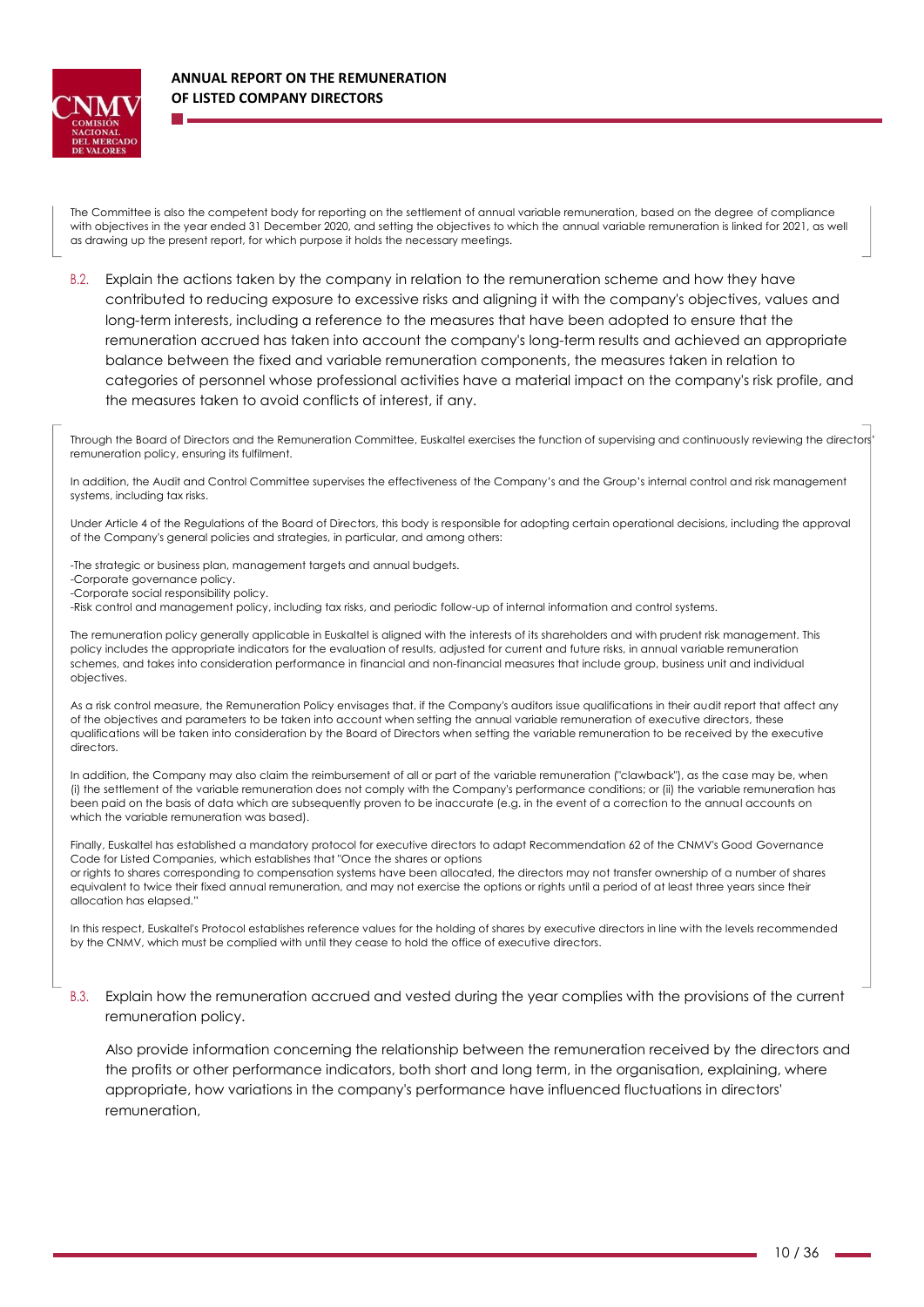The Committee is also the competent body for reporting on the settlement of annual variable remuneration, based on the degree of compliance with objectives in the year ended 31 December 2020, and setting the objectives to which the annual variable remuneration is linked for 2021, as well as drawing up the present report, for which purpose it holds the necessary meetings.

B.2. Explain the actions taken by the company in relation to the remuneration scheme and how they have contributed to reducing exposure to excessive risks and aligning it with the company's objectives, values and long-term interests, including a reference to the measures that have been adopted to ensure that the remuneration accrued has taken into account the company's long-term results and achieved an appropriate balance between the fixed and variable remuneration components, the measures taken in relation to categories of personnel whose professional activities have a material impact on the company's risk profile, and the measures taken to avoid conflicts of interest, if any.

Through the Board of Directors and the Remuneration Committee, Euskaltel exercises the function of supervising and continuously reviewing the directors' remuneration policy, ensuring its fulfilment.

In addition, the Audit and Control Committee supervises the effectiveness of the Company's and the Group's internal control and risk management systems, including tax risks.

Under Article 4 of the Regulations of the Board of Directors, this body is responsible for adopting certain operational decisions, including the approval of the Company's general policies and strategies, in particular, and among others:

-The strategic or business plan, management targets and annual budgets.
-Corporate governance policy.
-Corporate social responsibility policy.
-Risk control and management policy, including tax risks, and periodic follow-up of internal information and control systems.

The remuneration policy generally applicable in Euskaltel is aligned with the interests of its shareholders and with prudent risk management. This policy includes the appropriate indicators for the evaluation of results, adjusted for current and future risks, in annual variable remuneration schemes, and takes into consideration performance in financial and non-financial measures that include group, business unit and individual objectives.

As a risk control measure, the Remuneration Policy envisages that, if the Company's auditors issue qualifications in their audit report that affect any of the objectives and parameters to be taken into account when setting the annual variable remuneration of executive directors, these qualifications will be taken into consideration by the Board of Directors when setting the variable remuneration to be received by the executive directors.

In addition, the Company may also claim the reimbursement of all or part of the variable remuneration ("clawback"), as the case may be, when (i) the settlement of the variable remuneration does not comply with the Company's performance conditions; or (ii) the variable remuneration has been paid on the basis of data which are subsequently proven to be inaccurate (e.g. in the event of a correction to the annual accounts on which the variable remuneration was based).

Finally, Euskaltel has established a mandatory protocol for executive directors to adapt Recommendation 62 of the CNMV's Good Governance Code for Listed Companies, which establishes that "Once the shares or options
or rights to shares corresponding to compensation systems have been allocated, the directors may not transfer ownership of a number of shares equivalent to twice their fixed annual remuneration, and may not exercise the options or rights until a period of at least three years since their allocation has elapsed."

In this respect, Euskaltel's Protocol establishes reference values for the holding of shares by executive directors in line with the levels recommended by the CNMV, which must be complied with until they cease to hold the office of executive directors.

B.3. Explain how the remuneration accrued and vested during the year complies with the provisions of the current remuneration policy.

Also provide information concerning the relationship between the remuneration received by the directors and the profits or other performance indicators, both short and long term, in the organisation, explaining, where appropriate, how variations in the company's performance have influenced fluctuations in directors' remuneration,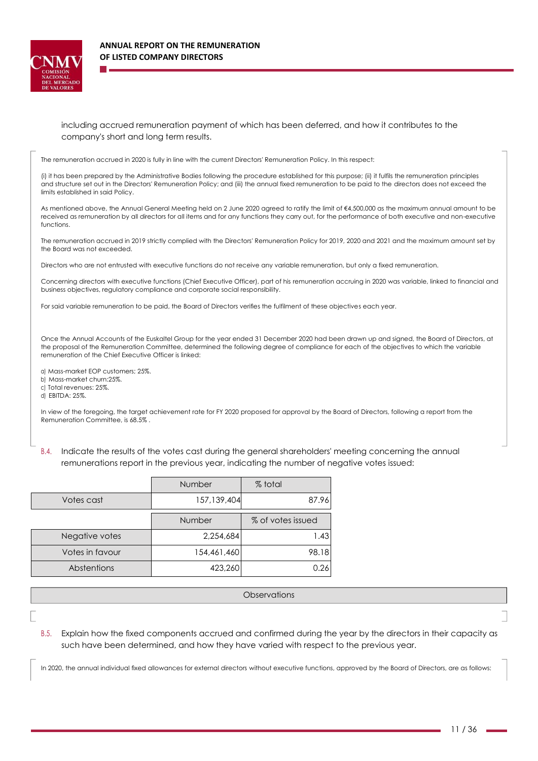including accrued remuneration payment of which has been deferred, and how it contributes to the company's short and long term results.

The remuneration accrued in 2020 is fully in line with the current Directors' Remuneration Policy. In this respect:

(i) it has been prepared by the Administrative Bodies following the procedure established for this purpose; (ii) it fulfils the remuneration principles and structure set out in the Directors' Remuneration Policy; and (iii) the annual fixed remuneration to be paid to the directors does not exceed the limits established in said Policy.

As mentioned above, the Annual General Meeting held on 2 June 2020 agreed to ratify the limit of €4,500,000 as the maximum annual amount to be received as remuneration by all directors for all items and for any functions they carry out, for the performance of both executive and non-executive functions.

The remuneration accrued in 2019 strictly complied with the Directors' Remuneration Policy for 2019, 2020 and 2021 and the maximum amount set by the Board was not exceeded.

Directors who are not entrusted with executive functions do not receive any variable remuneration, but only a fixed remuneration.

Concerning directors with executive functions (Chief Executive Officer), part of his remuneration accruing in 2020 was variable, linked to financial and business objectives, regulatory compliance and corporate social responsibility.

For said variable remuneration to be paid, the Board of Directors verifies the fulfilment of these objectives each year.

Once the Annual Accounts of the Euskaltel Group for the year ended 31 December 2020 had been drawn up and signed, the Board of Directors, at the proposal of the Remuneration Committee, determined the following degree of compliance for each of the objectives to which the variable remuneration of the Chief Executive Officer is linked:

a) Mass-market EOP customers; 25%.
b) Mass-market churn:25%.
c) Total revenues: 25%.
d) EBITDA: 25%.

In view of the foregoing, the target achievement rate for FY 2020 proposed for approval by the Board of Directors, following a report from the Remuneration Committee, is 68.5% .

B.4. Indicate the results of the votes cast during the general shareholders' meeting concerning the annual remunerations report in the previous year, indicating the number of negative votes issued:

| | Number | % total |
|---|---|---|
| Votes cast | 157,139,404 | 87.96 |

| | Number | % of votes issued |
|---|---|---|
| Negative votes | 2,254,684 | 1.43 |
| Votes in favour | 154,461,460 | 98.18 |
| Abstentions | 423,260 | 0.26 |

| Observations |
|---|
| |

B.5. Explain how the fixed components accrued and confirmed during the year by the directors in their capacity as such have been determined, and how they have varied with respect to the previous year.

In 2020, the annual individual fixed allowances for external directors without executive functions, approved by the Board of Directors, are as follows: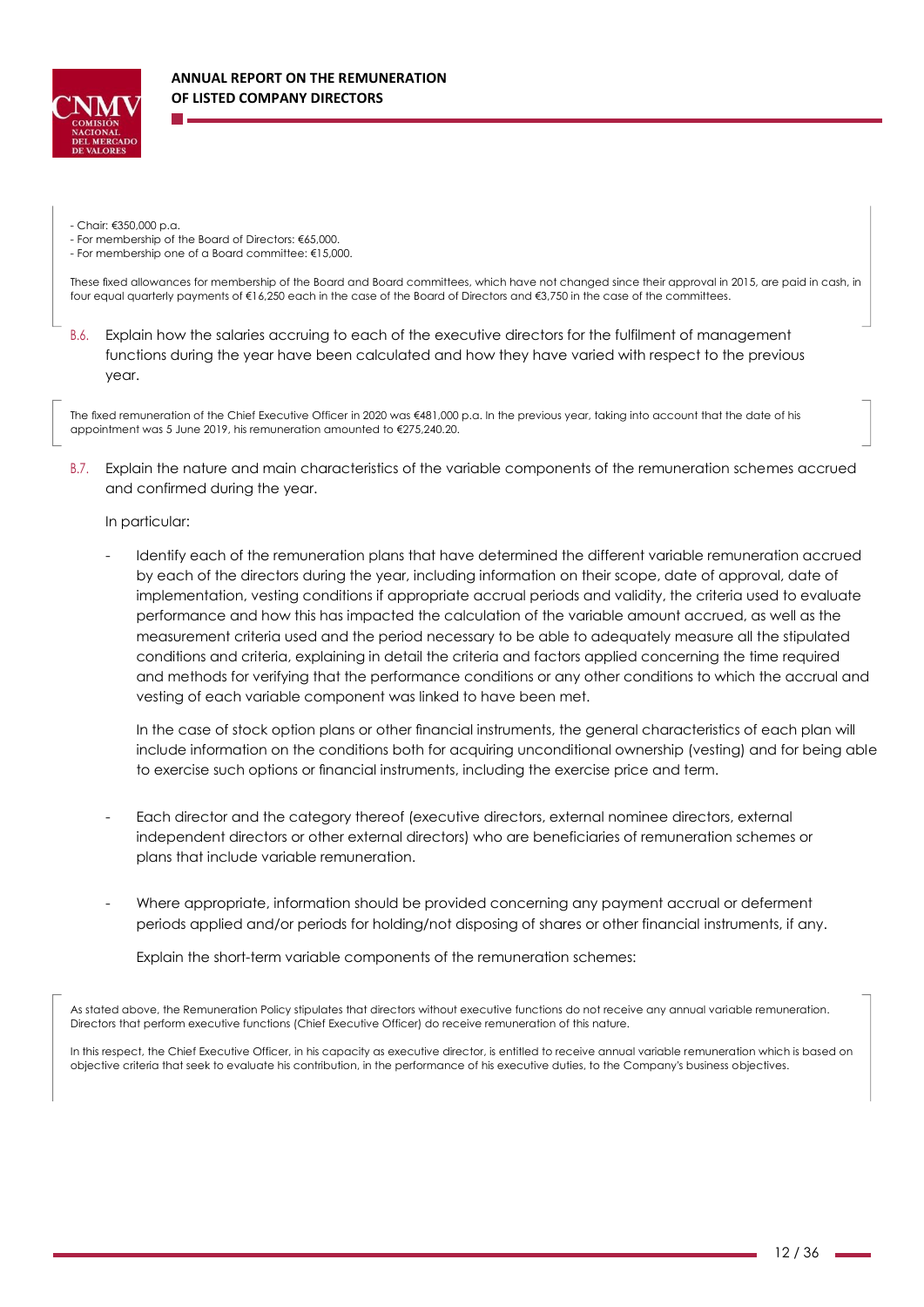- Chair: €350,000 p.a.
- For membership of the Board of Directors: €65,000.
- For membership one of a Board committee: €15,000.

These fixed allowances for membership of the Board and Board committees, which have not changed since their approval in 2015, are paid in cash, in four equal quarterly payments of €16,250 each in the case of the Board of Directors and €3,750 in the case of the committees.

B.6. Explain how the salaries accruing to each of the executive directors for the fulfilment of management functions during the year have been calculated and how they have varied with respect to the previous year.

The fixed remuneration of the Chief Executive Officer in 2020 was €481,000 p.a. In the previous year, taking into account that the date of his appointment was 5 June 2019, his remuneration amounted to €275,240.20.

B.7. Explain the nature and main characteristics of the variable components of the remuneration schemes accrued and confirmed during the year.

In particular:

- Identify each of the remuneration plans that have determined the different variable remuneration accrued by each of the directors during the year, including information on their scope, date of approval, date of implementation, vesting conditions if appropriate accrual periods and validity, the criteria used to evaluate performance and how this has impacted the calculation of the variable amount accrued, as well as the measurement criteria used and the period necessary to be able to adequately measure all the stipulated conditions and criteria, explaining in detail the criteria and factors applied concerning the time required and methods for verifying that the performance conditions or any other conditions to which the accrual and vesting of each variable component was linked to have been met.

  In the case of stock option plans or other financial instruments, the general characteristics of each plan will include information on the conditions both for acquiring unconditional ownership (vesting) and for being able to exercise such options or financial instruments, including the exercise price and term.

- Each director and the category thereof (executive directors, external nominee directors, external independent directors or other external directors) who are beneficiaries of remuneration schemes or plans that include variable remuneration.

- Where appropriate, information should be provided concerning any payment accrual or deferment periods applied and/or periods for holding/not disposing of shares or other financial instruments, if any.

  Explain the short-term variable components of the remuneration schemes:

As stated above, the Remuneration Policy stipulates that directors without executive functions do not receive any annual variable remuneration. Directors that perform executive functions (Chief Executive Officer) do receive remuneration of this nature.

In this respect, the Chief Executive Officer, in his capacity as executive director, is entitled to receive annual variable remuneration which is based on objective criteria that seek to evaluate his contribution, in the performance of his executive duties, to the Company's business objectives.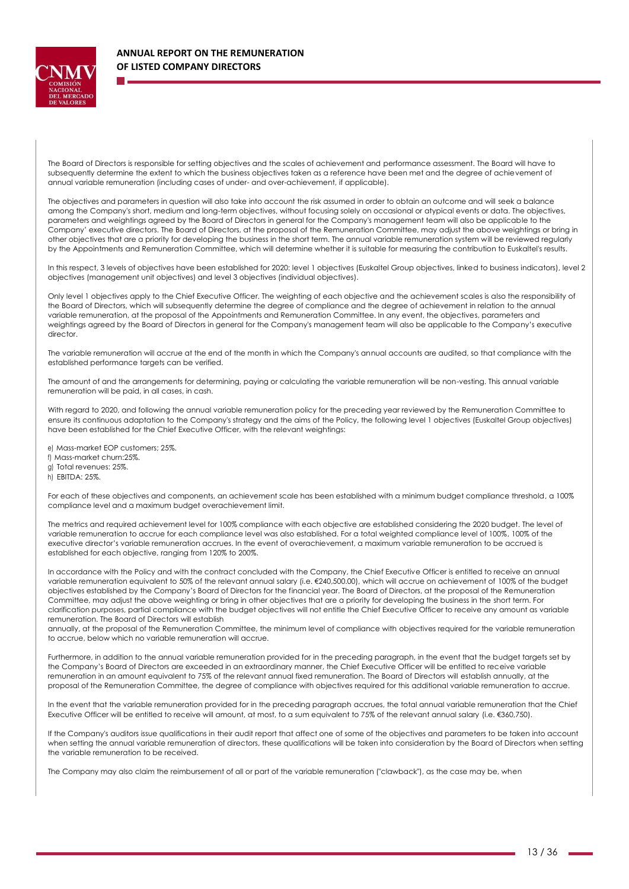The Board of Directors is responsible for setting objectives and the scales of achievement and performance assessment. The Board will have to subsequently determine the extent to which the business objectives taken as a reference have been met and the degree of achievement of annual variable remuneration (including cases of under- and over-achievement, if applicable).

The objectives and parameters in question will also take into account the risk assumed in order to obtain an outcome and will seek a balance among the Company's short, medium and long-term objectives, without focusing solely on occasional or atypical events or data. The objectives, parameters and weightings agreed by the Board of Directors in general for the Company's management team will also be applicable to the Company' executive directors. The Board of Directors, at the proposal of the Remuneration Committee, may adjust the above weightings or bring in other objectives that are a priority for developing the business in the short term. The annual variable remuneration system will be reviewed regularly by the Appointments and Remuneration Committee, which will determine whether it is suitable for measuring the contribution to Euskaltel's results.

In this respect, 3 levels of objectives have been established for 2020: level 1 objectives (Euskaltel Group objectives, linked to business indicators), level 2 objectives (management unit objectives) and level 3 objectives (individual objectives).

Only level 1 objectives apply to the Chief Executive Officer. The weighting of each objective and the achievement scales is also the responsibility of the Board of Directors, which will subsequently determine the degree of compliance and the degree of achievement in relation to the annual variable remuneration, at the proposal of the Appointments and Remuneration Committee. In any event, the objectives, parameters and weightings agreed by the Board of Directors in general for the Company's management team will also be applicable to the Company's executive director.

The variable remuneration will accrue at the end of the month in which the Company's annual accounts are audited, so that compliance with the established performance targets can be verified.

The amount of and the arrangements for determining, paying or calculating the variable remuneration will be non-vesting. This annual variable remuneration will be paid, in all cases, in cash.

With regard to 2020, and following the annual variable remuneration policy for the preceding year reviewed by the Remuneration Committee to ensure its continuous adaptation to the Company's strategy and the aims of the Policy, the following level 1 objectives (Euskaltel Group objectives) have been established for the Chief Executive Officer, with the relevant weightings:

e) Mass-market EOP customers; 25%.
f) Mass-market churn:25%.
g) Total revenues: 25%.
h) EBITDA: 25%.

For each of these objectives and components, an achievement scale has been established with a minimum budget compliance threshold, a 100% compliance level and a maximum budget overachievement limit.

The metrics and required achievement level for 100% compliance with each objective are established considering the 2020 budget. The level of variable remuneration to accrue for each compliance level was also established. For a total weighted compliance level of 100%, 100% of the executive director's variable remuneration accrues. In the event of overachievement, a maximum variable remuneration to be accrued is established for each objective, ranging from 120% to 200%.

In accordance with the Policy and with the contract concluded with the Company, the Chief Executive Officer is entitled to receive an annual variable remuneration equivalent to 50% of the relevant annual salary (i.e. €240,500.00), which will accrue on achievement of 100% of the budget objectives established by the Company's Board of Directors for the financial year. The Board of Directors, at the proposal of the Remuneration Committee, may adjust the above weighting or bring in other objectives that are a priority for developing the business in the short term. For clarification purposes, partial compliance with the budget objectives will not entitle the Chief Executive Officer to receive any amount as variable remuneration. The Board of Directors will establish
annually, at the proposal of the Remuneration Committee, the minimum level of compliance with objectives required for the variable remuneration to accrue, below which no variable remuneration will accrue.

Furthermore, in addition to the annual variable remuneration provided for in the preceding paragraph, in the event that the budget targets set by the Company's Board of Directors are exceeded in an extraordinary manner, the Chief Executive Officer will be entitled to receive variable remuneration in an amount equivalent to 75% of the relevant annual fixed remuneration. The Board of Directors will establish annually, at the proposal of the Remuneration Committee, the degree of compliance with objectives required for this additional variable remuneration to accrue.

In the event that the variable remuneration provided for in the preceding paragraph accrues, the total annual variable remuneration that the Chief Executive Officer will be entitled to receive will amount, at most, to a sum equivalent to 75% of the relevant annual salary (i.e. €360,750).

If the Company's auditors issue qualifications in their audit report that affect one of some of the objectives and parameters to be taken into account when setting the annual variable remuneration of directors, these qualifications will be taken into consideration by the Board of Directors when setting the variable remuneration to be received.

The Company may also claim the reimbursement of all or part of the variable remuneration ("clawback"), as the case may be, when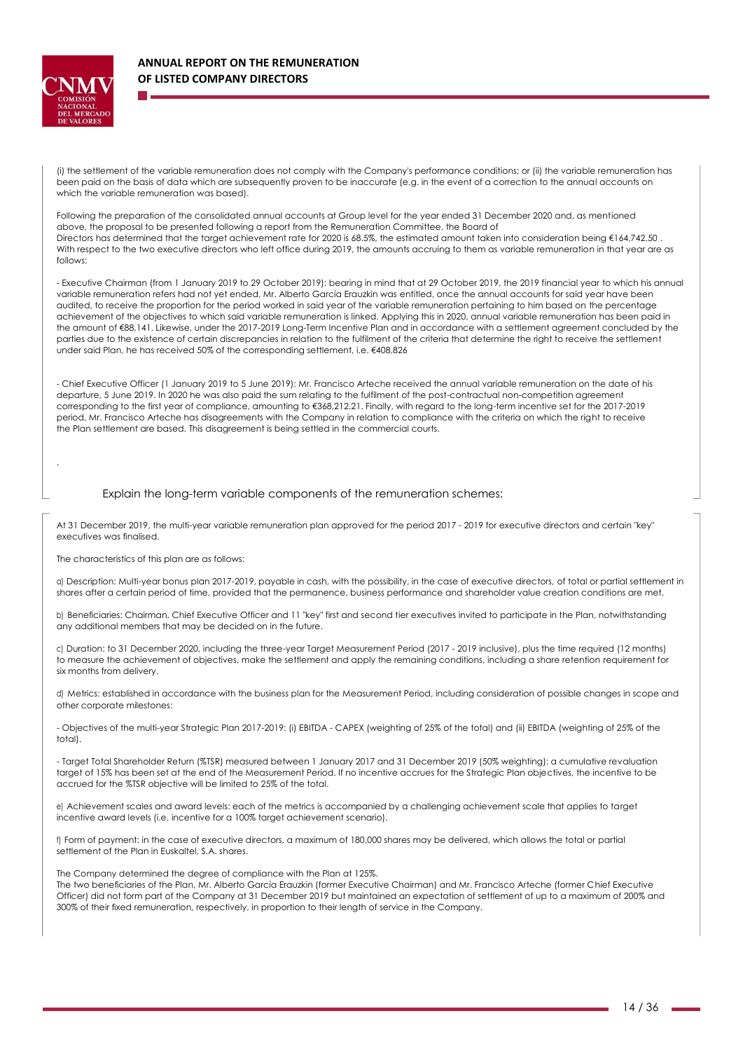(i) the settlement of the variable remuneration does not comply with the Company's performance conditions; or (ii) the variable remuneration has been paid on the basis of data which are subsequently proven to be inaccurate (e.g. in the event of a correction to the annual accounts on which the variable remuneration was based).

Following the preparation of the consolidated annual accounts at Group level for the year ended 31 December 2020 and, as mentioned above, the proposal to be presented following a report from the Remuneration Committee, the Board of Directors has determined that the target achievement rate for 2020 is 68.5%, the estimated amount taken into consideration being €164,742.50 . With respect to the two executive directors who left office during 2019, the amounts accruing to them as variable remuneration in that year are as follows:

- Executive Chairman (from 1 January 2019 to 29 October 2019): bearing in mind that at 29 October 2019, the 2019 financial year to which his annual variable remuneration refers had not yet ended, Mr. Alberto García Erauzkin was entitled, once the annual accounts for said year have been audited, to receive the proportion for the period worked in said year of the variable remuneration pertaining to him based on the percentage achievement of the objectives to which said variable remuneration is linked. Applying this in 2020, annual variable remuneration has been paid in the amount of €88,141. Likewise, under the 2017-2019 Long-Term Incentive Plan and in accordance with a settlement agreement concluded by the parties due to the existence of certain discrepancies in relation to the fulfilment of the criteria that determine the right to receive the settlement under said Plan, he has received 50% of the corresponding settlement, i.e. €408,826

- Chief Executive Officer (1 January 2019 to 5 June 2019): Mr. Francisco Arteche received the annual variable remuneration on the date of his departure, 5 June 2019. In 2020 he was also paid the sum relating to the fulfilment of the post-contractual non-competition agreement corresponding to the first year of compliance, amounting to €368,212.21. Finally, with regard to the long-term incentive set for the 2017-2019 period, Mr. Francisco Arteche has disagreements with the Company in relation to compliance with the criteria on which the right to receive the Plan settlement are based. This disagreement is being settled in the commercial courts.

.

Explain the long-term variable components of the remuneration schemes:

At 31 December 2019, the multi-year variable remuneration plan approved for the period 2017 - 2019 for executive directors and certain "key" executives was finalised.

The characteristics of this plan are as follows:

a) Description: Multi-year bonus plan 2017-2019, payable in cash, with the possibility, in the case of executive directors, of total or partial settlement in shares after a certain period of time, provided that the permanence, business performance and shareholder value creation conditions are met.

b) Beneficiaries: Chairman, Chief Executive Officer and 11 "key" first and second tier executives invited to participate in the Plan, notwithstanding any additional members that may be decided on in the future.

c) Duration: to 31 December 2020, including the three-year Target Measurement Period (2017 - 2019 inclusive), plus the time required (12 months) to measure the achievement of objectives, make the settlement and apply the remaining conditions, including a share retention requirement for six months from delivery.

d) Metrics: established in accordance with the business plan for the Measurement Period, including consideration of possible changes in scope and other corporate milestones:

- Objectives of the multi-year Strategic Plan 2017-2019: (i) EBITDA - CAPEX (weighting of 25% of the total) and (ii) EBITDA (weighting of 25% of the total).

- Target Total Shareholder Return (%TSR) measured between 1 January 2017 and 31 December 2019 (50% weighting): a cumulative revaluation target of 15% has been set at the end of the Measurement Period. If no incentive accrues for the Strategic Plan objectives, the incentive to be accrued for the %TSR objective will be limited to 25% of the total.

e) Achievement scales and award levels: each of the metrics is accompanied by a challenging achievement scale that applies to target incentive award levels (i.e. incentive for a 100% target achievement scenario).

f) Form of payment: in the case of executive directors, a maximum of 180,000 shares may be delivered, which allows the total or partial settlement of the Plan in Euskaltel, S.A. shares.

The Company determined the degree of compliance with the Plan at 125%.
The two beneficiaries of the Plan, Mr. Alberto García Erauzkin (former Executive Chairman) and Mr. Francisco Arteche (former Chief Executive Officer) did not form part of the Company at 31 December 2019 but maintained an expectation of settlement of up to a maximum of 200% and 300% of their fixed remuneration, respectively, in proportion to their length of service in the Company.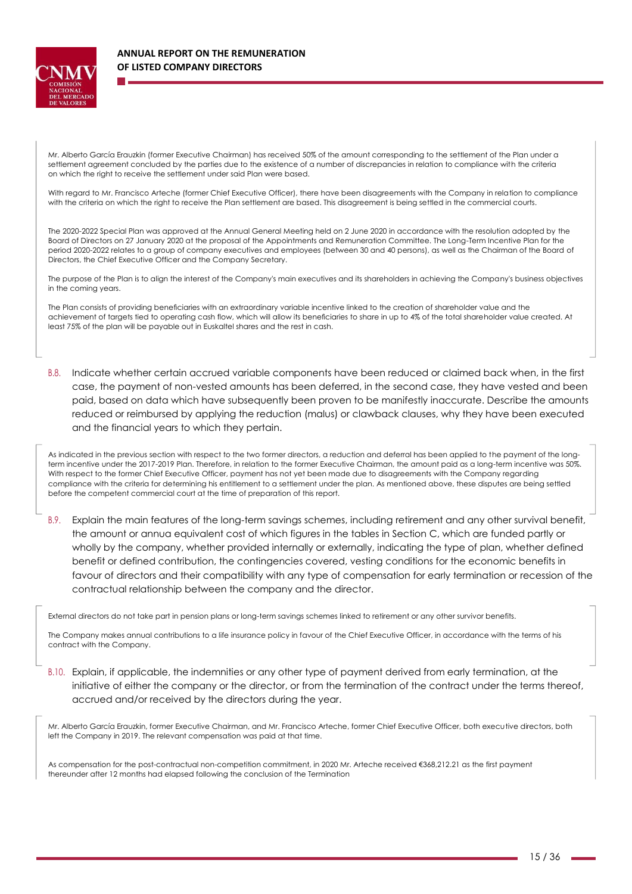Mr. Alberto García Erauzkin (former Executive Chairman) has received 50% of the amount corresponding to the settlement of the Plan under a settlement agreement concluded by the parties due to the existence of a number of discrepancies in relation to compliance with the criteria on which the right to receive the settlement under said Plan were based.

With regard to Mr. Francisco Arteche (former Chief Executive Officer), there have been disagreements with the Company in relation to compliance with the criteria on which the right to receive the Plan settlement are based. This disagreement is being settled in the commercial courts.

The 2020-2022 Special Plan was approved at the Annual General Meeting held on 2 June 2020 in accordance with the resolution adopted by the Board of Directors on 27 January 2020 at the proposal of the Appointments and Remuneration Committee. The Long-Term Incentive Plan for the period 2020-2022 relates to a group of company executives and employees (between 30 and 40 persons), as well as the Chairman of the Board of Directors, the Chief Executive Officer and the Company Secretary.

The purpose of the Plan is to align the interest of the Company's main executives and its shareholders in achieving the Company's business objectives in the coming years.

The Plan consists of providing beneficiaries with an extraordinary variable incentive linked to the creation of shareholder value and the achievement of targets tied to operating cash flow, which will allow its beneficiaries to share in up to 4% of the total shareholder value created. At least 75% of the plan will be payable out in Euskaltel shares and the rest in cash.

B.8. Indicate whether certain accrued variable components have been reduced or claimed back when, in the first case, the payment of non-vested amounts has been deferred, in the second case, they have vested and been paid, based on data which have subsequently been proven to be manifestly inaccurate. Describe the amounts reduced or reimbursed by applying the reduction (malus) or clawback clauses, why they have been executed and the financial years to which they pertain.

As indicated in the previous section with respect to the two former directors, a reduction and deferral has been applied to the payment of the long-term incentive under the 2017-2019 Plan. Therefore, in relation to the former Executive Chairman, the amount paid as a long-term incentive was 50%. With respect to the former Chief Executive Officer, payment has not yet been made due to disagreements with the Company regarding compliance with the criteria for determining his entitlement to a settlement under the plan. As mentioned above, these disputes are being settled before the competent commercial court at the time of preparation of this report.

B.9. Explain the main features of the long-term savings schemes, including retirement and any other survival benefit, the amount or annua equivalent cost of which figures in the tables in Section C, which are funded partly or wholly by the company, whether provided internally or externally, indicating the type of plan, whether defined benefit or defined contribution, the contingencies covered, vesting conditions for the economic benefits in favour of directors and their compatibility with any type of compensation for early termination or recession of the contractual relationship between the company and the director.

External directors do not take part in pension plans or long-term savings schemes linked to retirement or any other survivor benefits.

The Company makes annual contributions to a life insurance policy in favour of the Chief Executive Officer, in accordance with the terms of his contract with the Company.

B.10. Explain, if applicable, the indemnities or any other type of payment derived from early termination, at the initiative of either the company or the director, or from the termination of the contract under the terms thereof, accrued and/or received by the directors during the year.

Mr. Alberto García Erauzkin, former Executive Chairman, and Mr. Francisco Arteche, former Chief Executive Officer, both executive directors, both left the Company in 2019. The relevant compensation was paid at that time.

As compensation for the post-contractual non-competition commitment, in 2020 Mr. Arteche received €368,212.21 as the first payment thereunder after 12 months had elapsed following the conclusion of the Termination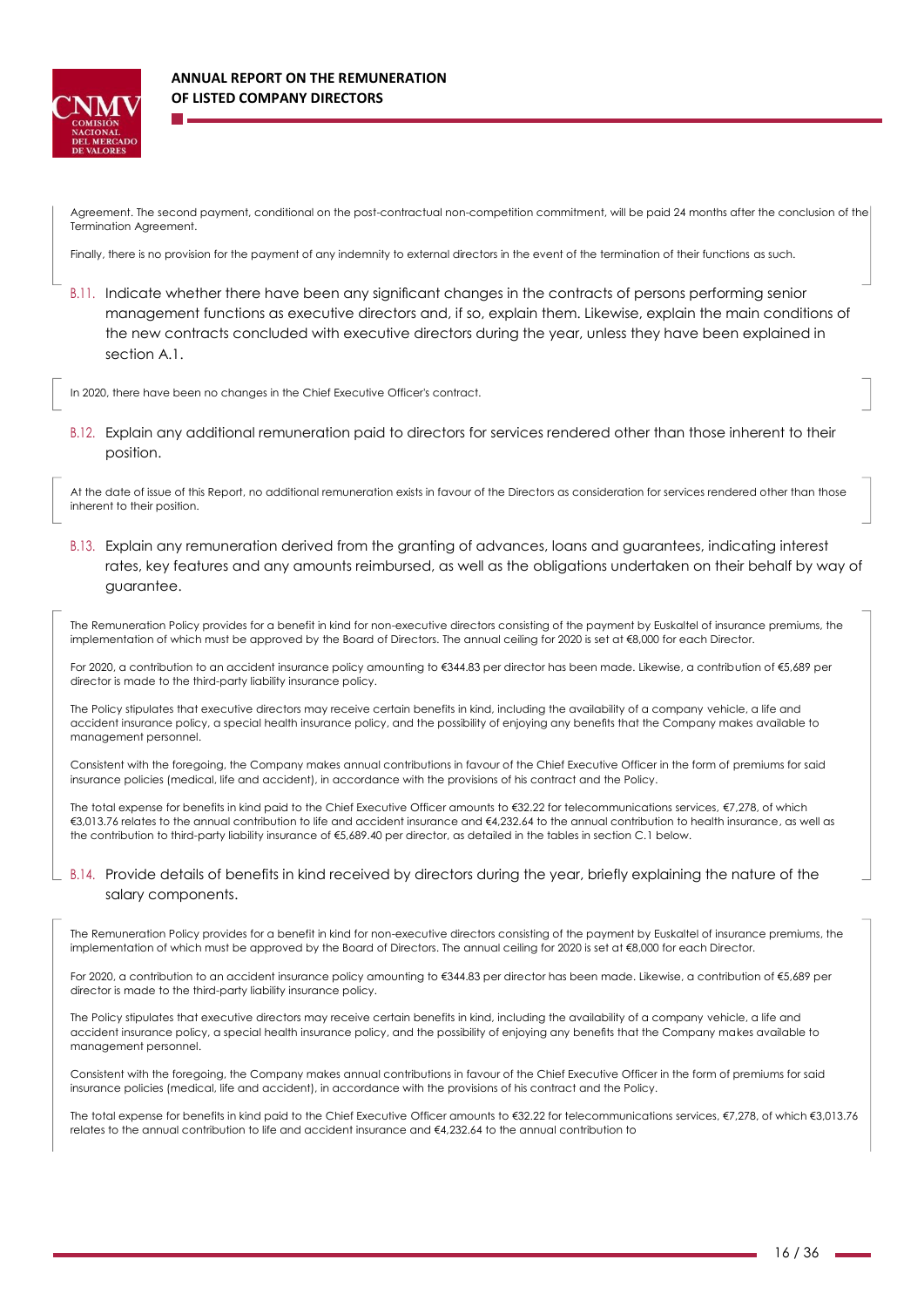Agreement. The second payment, conditional on the post-contractual non-competition commitment, will be paid 24 months after the conclusion of the Termination Agreement.

Finally, there is no provision for the payment of any indemnity to external directors in the event of the termination of their functions as such.

B.11. Indicate whether there have been any significant changes in the contracts of persons performing senior management functions as executive directors and, if so, explain them. Likewise, explain the main conditions of the new contracts concluded with executive directors during the year, unless they have been explained in section A.1.

In 2020, there have been no changes in the Chief Executive Officer's contract.

B.12. Explain any additional remuneration paid to directors for services rendered other than those inherent to their position.

At the date of issue of this Report, no additional remuneration exists in favour of the Directors as consideration for services rendered other than those inherent to their position.

B.13. Explain any remuneration derived from the granting of advances, loans and guarantees, indicating interest rates, key features and any amounts reimbursed, as well as the obligations undertaken on their behalf by way of guarantee.

The Remuneration Policy provides for a benefit in kind for non-executive directors consisting of the payment by Euskaltel of insurance premiums, the implementation of which must be approved by the Board of Directors. The annual ceiling for 2020 is set at €8,000 for each Director.

For 2020, a contribution to an accident insurance policy amounting to €344.83 per director has been made. Likewise, a contribution of €5,689 per director is made to the third-party liability insurance policy.

The Policy stipulates that executive directors may receive certain benefits in kind, including the availability of a company vehicle, a life and accident insurance policy, a special health insurance policy, and the possibility of enjoying any benefits that the Company makes available to management personnel.

Consistent with the foregoing, the Company makes annual contributions in favour of the Chief Executive Officer in the form of premiums for said insurance policies (medical, life and accident), in accordance with the provisions of his contract and the Policy.

The total expense for benefits in kind paid to the Chief Executive Officer amounts to €32.22 for telecommunications services, €7,278, of which €3,013.76 relates to the annual contribution to life and accident insurance and €4,232.64 to the annual contribution to health insurance, as well as the contribution to third-party liability insurance of €5,689.40 per director, as detailed in the tables in section C.1 below.

B.14. Provide details of benefits in kind received by directors during the year, briefly explaining the nature of the salary components.

The Remuneration Policy provides for a benefit in kind for non-executive directors consisting of the payment by Euskaltel of insurance premiums, the implementation of which must be approved by the Board of Directors. The annual ceiling for 2020 is set at €8,000 for each Director.

For 2020, a contribution to an accident insurance policy amounting to €344.83 per director has been made. Likewise, a contribution of €5,689 per director is made to the third-party liability insurance policy.

The Policy stipulates that executive directors may receive certain benefits in kind, including the availability of a company vehicle, a life and accident insurance policy, a special health insurance policy, and the possibility of enjoying any benefits that the Company makes available to management personnel.

Consistent with the foregoing, the Company makes annual contributions in favour of the Chief Executive Officer in the form of premiums for said insurance policies (medical, life and accident), in accordance with the provisions of his contract and the Policy.

The total expense for benefits in kind paid to the Chief Executive Officer amounts to €32.22 for telecommunications services, €7,278, of which €3,013.76 relates to the annual contribution to life and accident insurance and €4,232.64 to the annual contribution to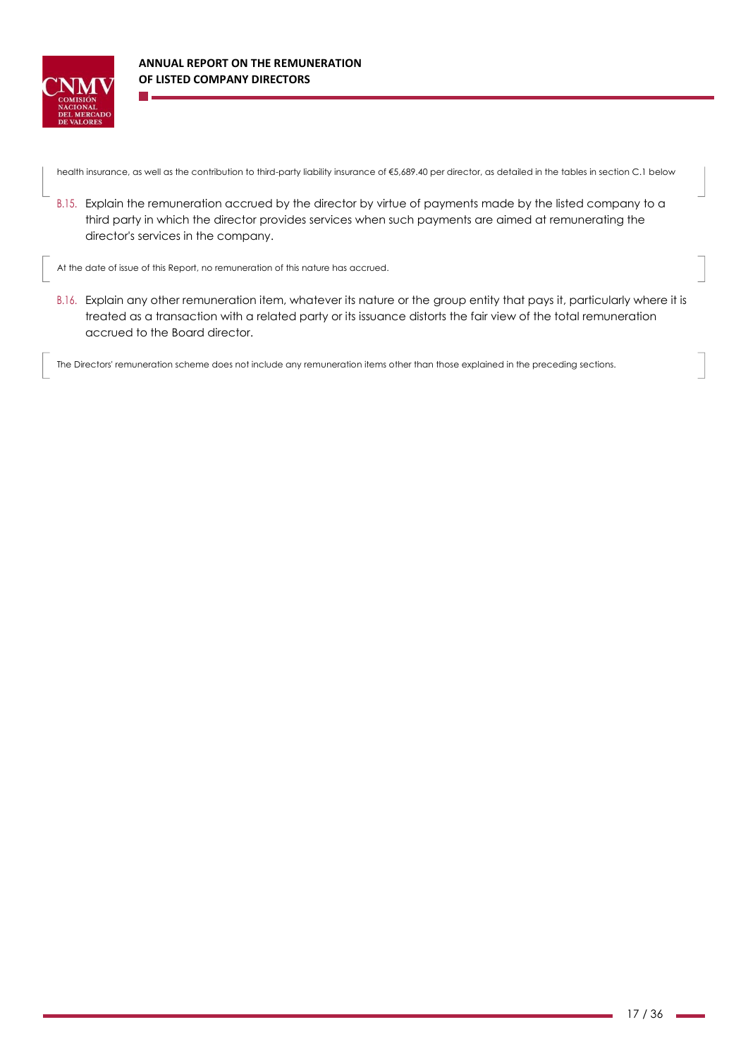health insurance, as well as the contribution to third-party liability insurance of €5,689.40 per director, as detailed in the tables in section C.1 below

B.15. Explain the remuneration accrued by the director by virtue of payments made by the listed company to a third party in which the director provides services when such payments are aimed at remunerating the director's services in the company.

At the date of issue of this Report, no remuneration of this nature has accrued.

B.16. Explain any other remuneration item, whatever its nature or the group entity that pays it, particularly where it is treated as a transaction with a related party or its issuance distorts the fair view of the total remuneration accrued to the Board director.

The Directors' remuneration scheme does not include any remuneration items other than those explained in the preceding sections.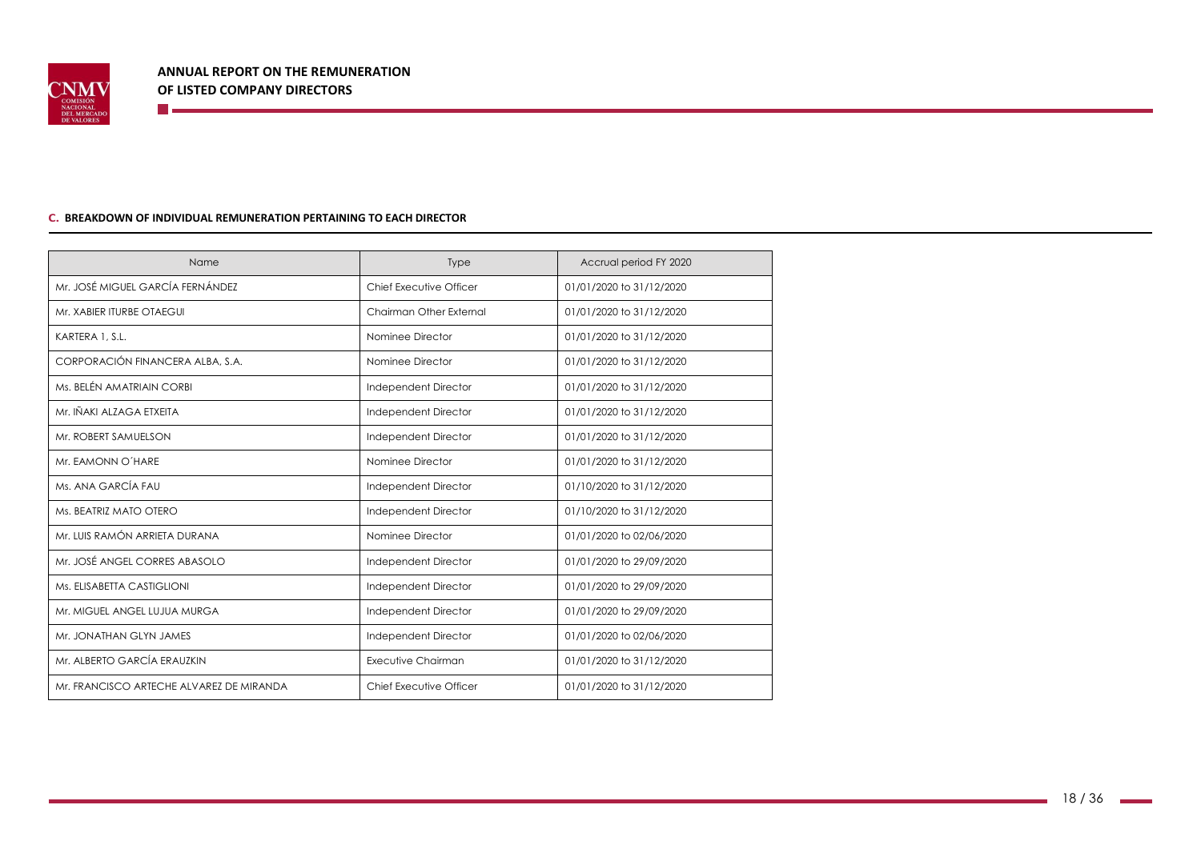### C. BREAKDOWN OF INDIVIDUAL REMUNERATION PERTAINING TO EACH DIRECTOR

| Name | Type | Accrual period FY 2020 |
|---|---|---|
| Mr. JOSÉ MIGUEL GARCÍA FERNÁNDEZ | Chief Executive Officer | 01/01/2020 to 31/12/2020 |
| Mr. XABIER ITURBE OTAEGUI | Chairman Other External | 01/01/2020 to 31/12/2020 |
| KARTERA 1, S.L. | Nominee Director | 01/01/2020 to 31/12/2020 |
| CORPORACIÓN FINANCERA ALBA, S.A. | Nominee Director | 01/01/2020 to 31/12/2020 |
| Ms. BELÉN AMATRIAIN CORBI | Independent Director | 01/01/2020 to 31/12/2020 |
| Mr. IÑAKI ALZAGA ETXEITA | Independent Director | 01/01/2020 to 31/12/2020 |
| Mr. ROBERT SAMUELSON | Independent Director | 01/01/2020 to 31/12/2020 |
| Mr. EAMONN O´HARE | Nominee Director | 01/01/2020 to 31/12/2020 |
| Ms. ANA GARCÍA FAU | Independent Director | 01/10/2020 to 31/12/2020 |
| Ms. BEATRIZ MATO OTERO | Independent Director | 01/10/2020 to 31/12/2020 |
| Mr. LUIS RAMÓN ARRIETA DURANA | Nominee Director | 01/01/2020 to 02/06/2020 |
| Mr. JOSÉ ANGEL CORRES ABASOLO | Independent Director | 01/01/2020 to 29/09/2020 |
| Ms. ELISABETTA CASTIGLIONI | Independent Director | 01/01/2020 to 29/09/2020 |
| Mr. MIGUEL ANGEL LUJUA MURGA | Independent Director | 01/01/2020 to 29/09/2020 |
| Mr. JONATHAN GLYN JAMES | Independent Director | 01/01/2020 to 02/06/2020 |
| Mr. ALBERTO GARCÍA ERAUZKIN | Executive Chairman | 01/01/2020 to 31/12/2020 |
| Mr. FRANCISCO ARTECHE ALVAREZ DE MIRANDA | Chief Executive Officer | 01/01/2020 to 31/12/2020 |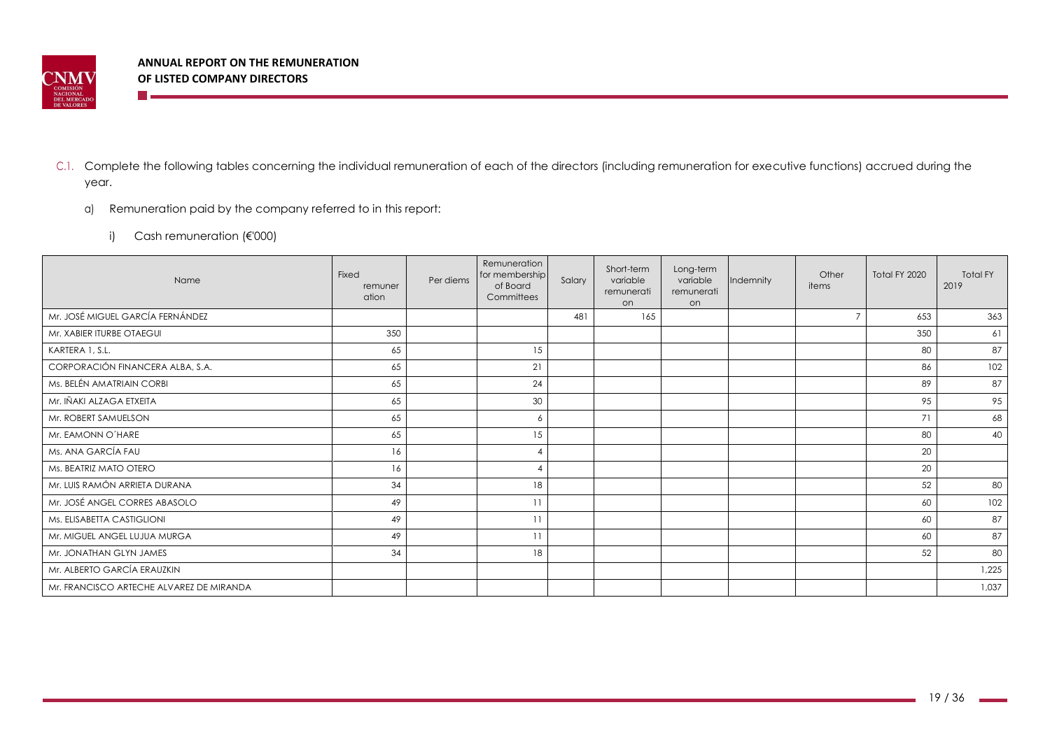C.1. Complete the following tables concerning the individual remuneration of each of the directors (including remuneration for executive functions) accrued during the year.

a) Remuneration paid by the company referred to in this report:

i) Cash remuneration (€'000)

| Name | Fixed remuneration | Per diems | Remuneration for membership of Board Committees | Salary | Short-term variable remuneration | Long-term variable remuneration | Indemnity | Other items | Total FY 2020 | Total FY 2019 |
|---|---|---|---|---|---|---|---|---|---|---|
| Mr. JOSÉ MIGUEL GARCÍA FERNÁNDEZ | | | | 481 | 165 | | | 7 | 653 | 363 |
| Mr. XABIER ITURBE OTAEGUI | 350 | | | | | | | | 350 | 61 |
| KARTERA 1, S.L. | 65 | | 15 | | | | | | 80 | 87 |
| CORPORACIÓN FINANCERA ALBA, S.A. | 65 | | 21 | | | | | | 86 | 102 |
| Ms. BELÉN AMATRIAIN CORBI | 65 | | 24 | | | | | | 89 | 87 |
| Mr. IÑAKI ALZAGA ETXEITA | 65 | | 30 | | | | | | 95 | 95 |
| Mr. ROBERT SAMUELSON | 65 | | 6 | | | | | | 71 | 68 |
| Mr. EAMONN O´HARE | 65 | | 15 | | | | | | 80 | 40 |
| Ms. ANA GARCÍA FAU | 16 | | 4 | | | | | | 20 | |
| Ms. BEATRIZ MATO OTERO | 16 | | 4 | | | | | | 20 | |
| Mr. LUIS RAMÓN ARRIETA DURANA | 34 | | 18 | | | | | | 52 | 80 |
| Mr. JOSÉ ANGEL CORRES ABASOLO | 49 | | 11 | | | | | | 60 | 102 |
| Ms. ELISABETTA CASTIGLIONI | 49 | | 11 | | | | | | 60 | 87 |
| Mr. MIGUEL ANGEL LUJUA MURGA | 49 | | 11 | | | | | | 60 | 87 |
| Mr. JONATHAN GLYN JAMES | 34 | | 18 | | | | | | 52 | 80 |
| Mr. ALBERTO GARCÍA ERAUZKIN | | | | | | | | | | 1,225 |
| Mr. FRANCISCO ARTECHE ALVAREZ DE MIRANDA | | | | | | | | | | 1,037 |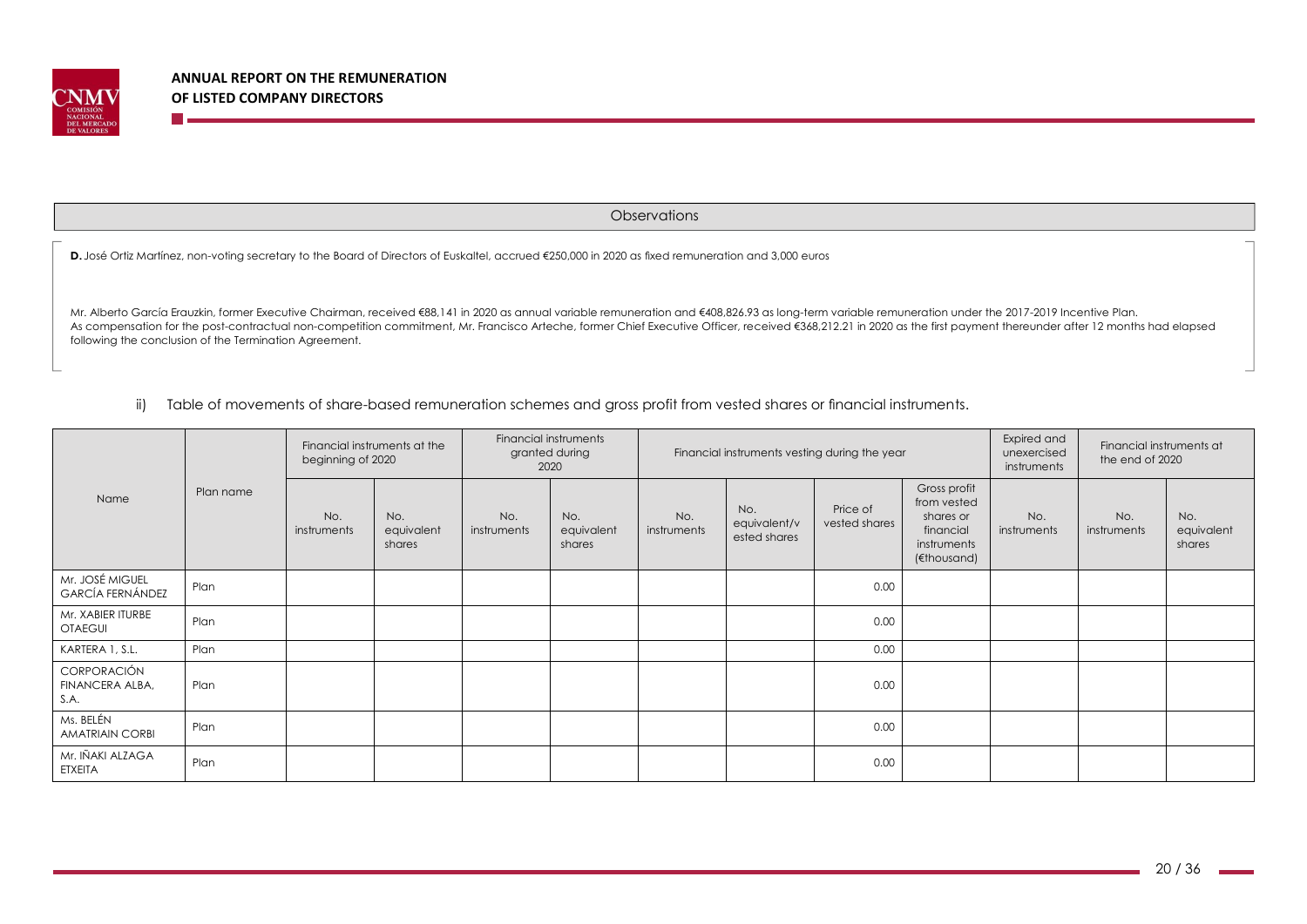| Observations |
|---|
| **D.** José Ortiz Martínez, non-voting secretary to the Board of Directors of Euskaltel, accrued €250,000 in 2020 as fixed remuneration and 3,000 euros<br><br>Mr. Alberto García Erauzkin, former Executive Chairman, received €88,141 in 2020 as annual variable remuneration and €408,826.93 as long-term variable remuneration under the 2017-2019 Incentive Plan.<br>As compensation for the post-contractual non-competition commitment, Mr. Francisco Arteche, former Chief Executive Officer, received €368,212.21 in 2020 as the first payment thereunder after 12 months had elapsed following the conclusion of the Termination Agreement. |

ii) Table of movements of share-based remuneration schemes and gross profit from vested shares or financial instruments.

| Name | Plan name | Financial instruments at the beginning of 2020 | | Financial instruments granted during 2020 | | Financial instruments vesting during the year | | | | Expired and unexercised instruments | Financial instruments at the end of 2020 | |
|---|---|---|---|---|---|---|---|---|---|---|---|---|
| | | No. instruments | No. equivalent shares | No. instruments | No. equivalent shares | No. instruments | No. equivalent/vested shares | Price of vested shares | Gross profit from vested shares or financial instruments (€thousand) | No. instruments | No. instruments | No. equivalent shares |
| Mr. JOSÉ MIGUEL GARCÍA FERNÁNDEZ | Plan | | | | | | | 0.00 | | | | |
| Mr. XABIER ITURBE OTAEGUI | Plan | | | | | | | 0.00 | | | | |
| KARTERA 1, S.L. | Plan | | | | | | | 0.00 | | | | |
| CORPORACIÓN FINANCERA ALBA, S.A. | Plan | | | | | | | 0.00 | | | | |
| Ms. BELÉN AMATRIAIN CORBI | Plan | | | | | | | 0.00 | | | | |
| Mr. IÑAKI ALZAGA ETXEITA | Plan | | | | | | | 0.00 | | | | |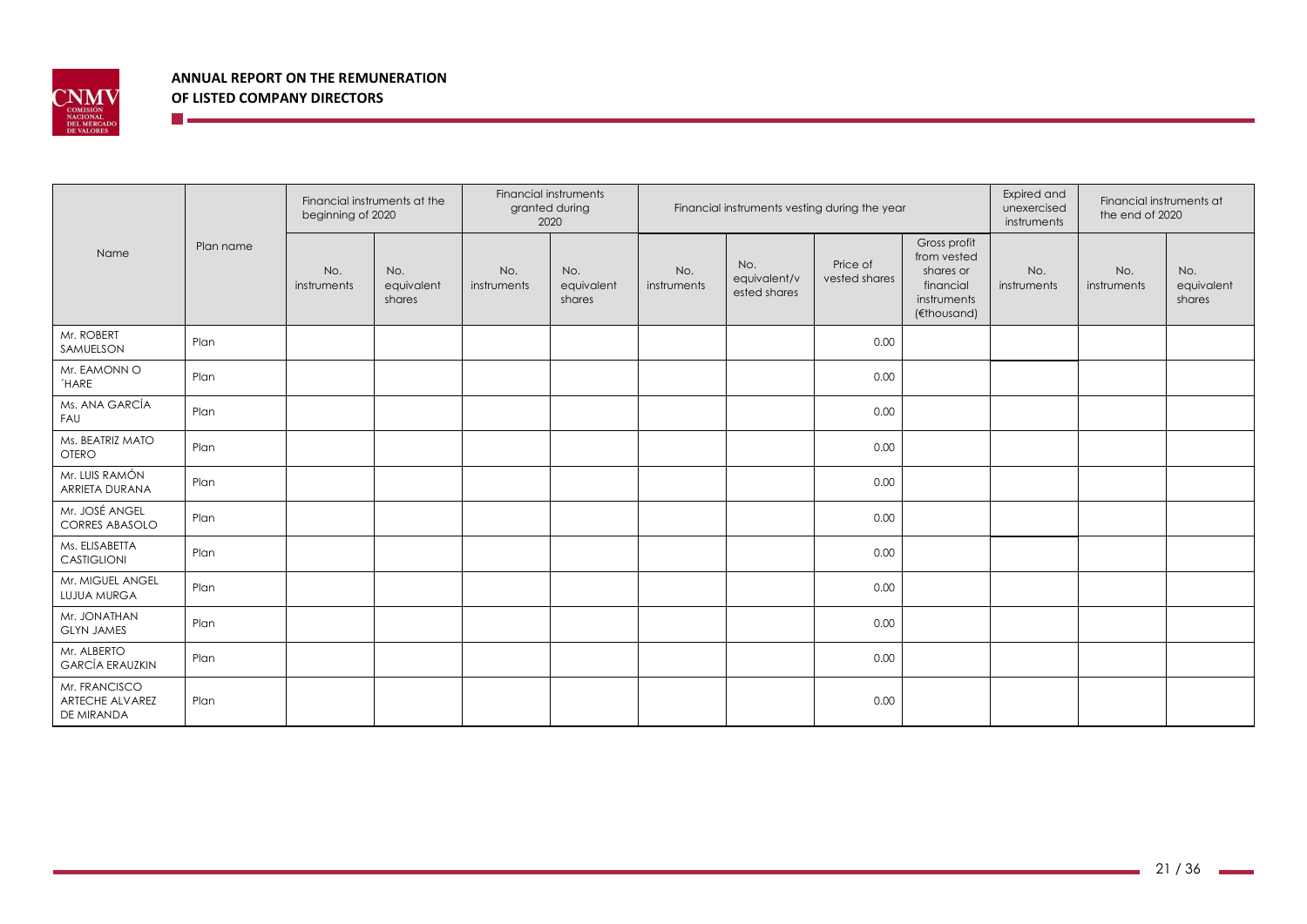| Name | Plan name | Financial instruments at the beginning of 2020 | | Financial instruments granted during 2020 | | Financial instruments vesting during the year | | | | Expired and unexercised instruments | Financial instruments at the end of 2020 | |
|---|---|---|---|---|---|---|---|---|---|---|---|---|
| | | No. instruments | No. equivalent shares | No. instruments | No. equivalent shares | No. instruments | No. equivalent/v ested shares | Price of vested shares | Gross profit from vested shares or financial instruments (€thousand) | No. instruments | No. instruments | No. equivalent shares |
| Mr. ROBERT SAMUELSON | Plan | | | | | | | 0.00 | | | | |
| Mr. EAMONN O´HARE | Plan | | | | | | | 0.00 | | | | |
| Ms. ANA GARCÍA FAU | Plan | | | | | | | 0.00 | | | | |
| Ms. BEATRIZ MATO OTERO | Plan | | | | | | | 0.00 | | | | |
| Mr. LUIS RAMÓN ARRIETA DURANA | Plan | | | | | | | 0.00 | | | | |
| Mr. JOSÉ ANGEL CORRES ABASOLO | Plan | | | | | | | 0.00 | | | | |
| Ms. ELISABETTA CASTIGLIONI | Plan | | | | | | | 0.00 | | | | |
| Mr. MIGUEL ANGEL LUJUA MURGA | Plan | | | | | | | 0.00 | | | | |
| Mr. JONATHAN GLYN JAMES | Plan | | | | | | | 0.00 | | | | |
| Mr. ALBERTO GARCÍA ERAUZKIN | Plan | | | | | | | 0.00 | | | | |
| Mr. FRANCISCO ARTECHE ALVAREZ DE MIRANDA | Plan | | | | | | | 0.00 | | | | |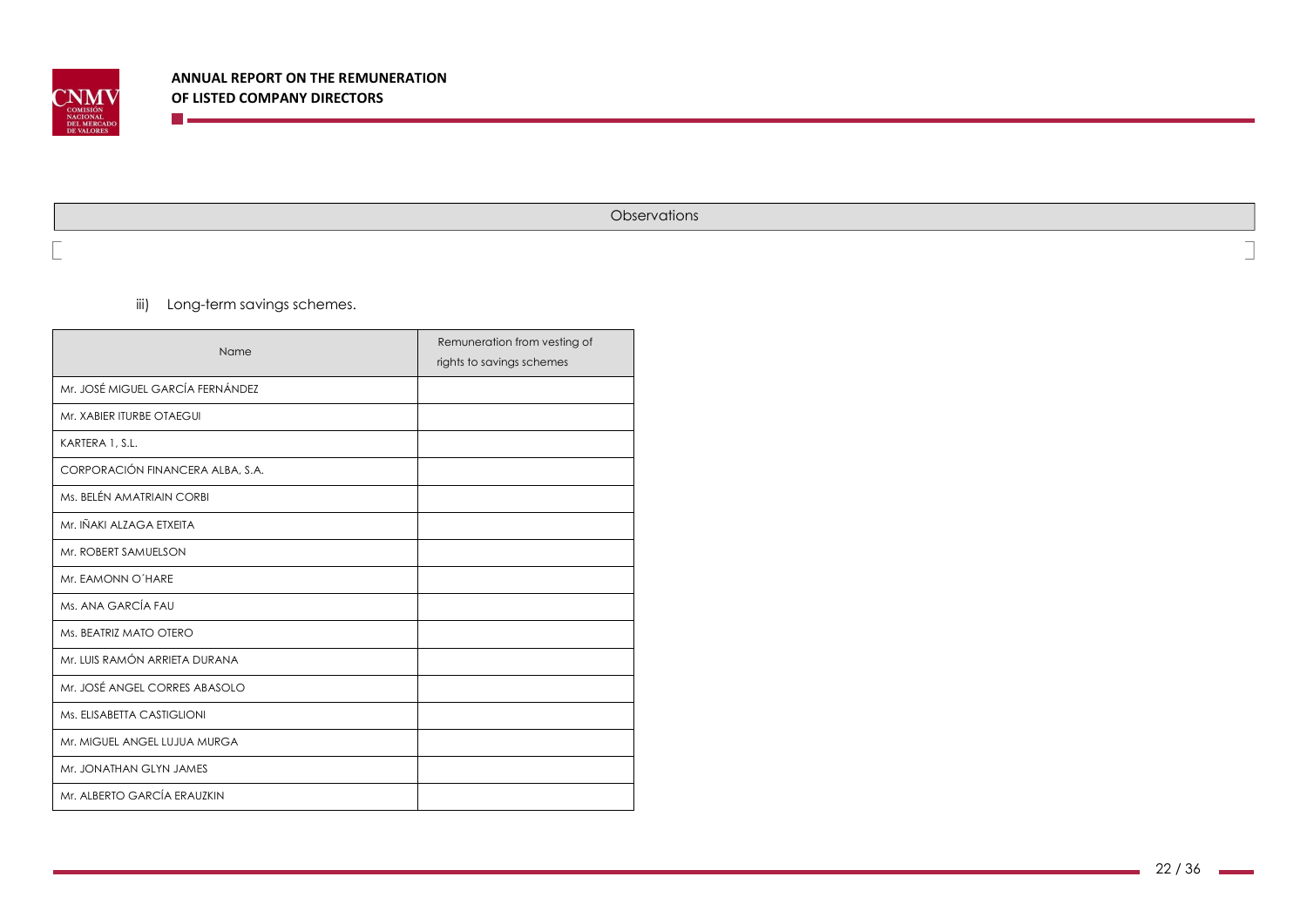| Observations |
| --- |
| |

iii) Long-term savings schemes.

| Name | Remuneration from vesting of rights to savings schemes |
| --- | --- |
| Mr. JOSÉ MIGUEL GARCÍA FERNÁNDEZ | |
| Mr. XABIER ITURBE OTAEGUI | |
| KARTERA 1, S.L. | |
| CORPORACIÓN FINANCERA ALBA, S.A. | |
| Ms. BELÉN AMATRIAIN CORBI | |
| Mr. IÑAKI ALZAGA ETXEITA | |
| Mr. ROBERT SAMUELSON | |
| Mr. EAMONN O´HARE | |
| Ms. ANA GARCÍA FAU | |
| Ms. BEATRIZ MATO OTERO | |
| Mr. LUIS RAMÓN ARRIETA DURANA | |
| Mr. JOSÉ ANGEL CORRES ABASOLO | |
| Ms. ELISABETTA CASTIGLIONI | |
| Mr. MIGUEL ANGEL LUJUA MURGA | |
| Mr. JONATHAN GLYN JAMES | |
| Mr. ALBERTO GARCÍA ERAUZKIN | |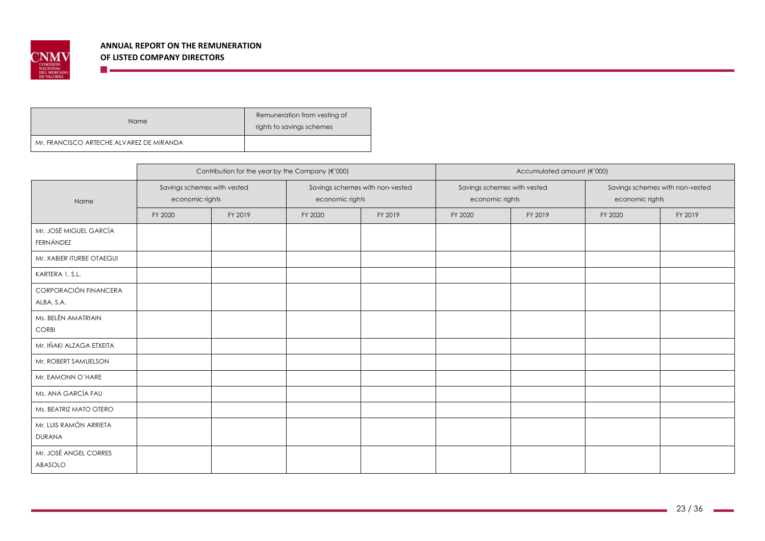| Name | Remuneration from vesting of rights to savings schemes |
|---|---|
| Mr. FRANCISCO ARTECHE ALVAREZ DE MIRANDA | |

| Name | Contribution for the year by the Company (€'000) | | | | Accumulated amount (€'000) | | | |
|---|---|---|---|---|---|---|---|---|
| | Savings schemes with vested economic rights | | Savings schemes with non-vested economic rights | | Savings schemes with vested economic rights | | Savings schemes with non-vested economic rights | |
| | FY 2020 | FY 2019 | FY 2020 | FY 2019 | FY 2020 | FY 2019 | FY 2020 | FY 2019 |
| Mr. JOSÉ MIGUEL GARCÍA FERNÁNDEZ | | | | | | | | |
| Mr. XABIER ITURBE OTAEGUI | | | | | | | | |
| KARTERA 1, S.L. | | | | | | | | |
| CORPORACIÓN FINANCERA ALBA, S.A. | | | | | | | | |
| Ms. BELÉN AMATRIAIN CORBI | | | | | | | | |
| Mr. IÑAKI ALZAGA ETXEITA | | | | | | | | |
| Mr. ROBERT SAMUELSON | | | | | | | | |
| Mr. EAMONN O´HARE | | | | | | | | |
| Ms. ANA GARCÍA FAU | | | | | | | | |
| Ms. BEATRIZ MATO OTERO | | | | | | | | |
| Mr. LUIS RAMÓN ARRIETA DURANA | | | | | | | | |
| Mr. JOSÉ ANGEL CORRES ABASOLO | | | | | | | | |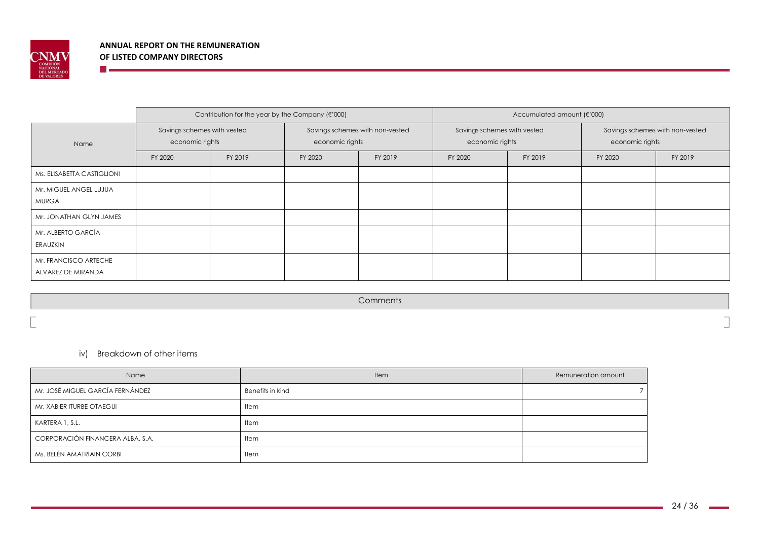| Name | Contribution for the year by the Company (€'000) | | | | Accumulated amount (€'000) | | | |
|---|---|---|---|---|---|---|---|---|
| | Savings schemes with vested economic rights | | Savings schemes with non-vested economic rights | | Savings schemes with vested economic rights | | Savings schemes with non-vested economic rights | |
| | FY 2020 | FY 2019 | FY 2020 | FY 2019 | FY 2020 | FY 2019 | FY 2020 | FY 2019 |
| Ms. ELISABETTA CASTIGLIONI | | | | | | | | |
| Mr. MIGUEL ANGEL LUJUA MURGA | | | | | | | | |
| Mr. JONATHAN GLYN JAMES | | | | | | | | |
| Mr. ALBERTO GARCÍA ERAUZKIN | | | | | | | | |
| Mr. FRANCISCO ARTECHE ALVAREZ DE MIRANDA | | | | | | | | |

| Comments |
|---|
| |

iv) Breakdown of other items

| Name | Item | Remuneration amount |
|---|---|---|
| Mr. JOSÉ MIGUEL GARCÍA FERNÁNDEZ | Benefits in kind | 7 |
| Mr. XABIER ITURBE OTAEGUI | Item | |
| KARTERA 1, S.L. | Item | |
| CORPORACIÓN FINANCERA ALBA, S.A. | Item | |
| Ms. BELÉN AMATRIAIN CORBI | Item | |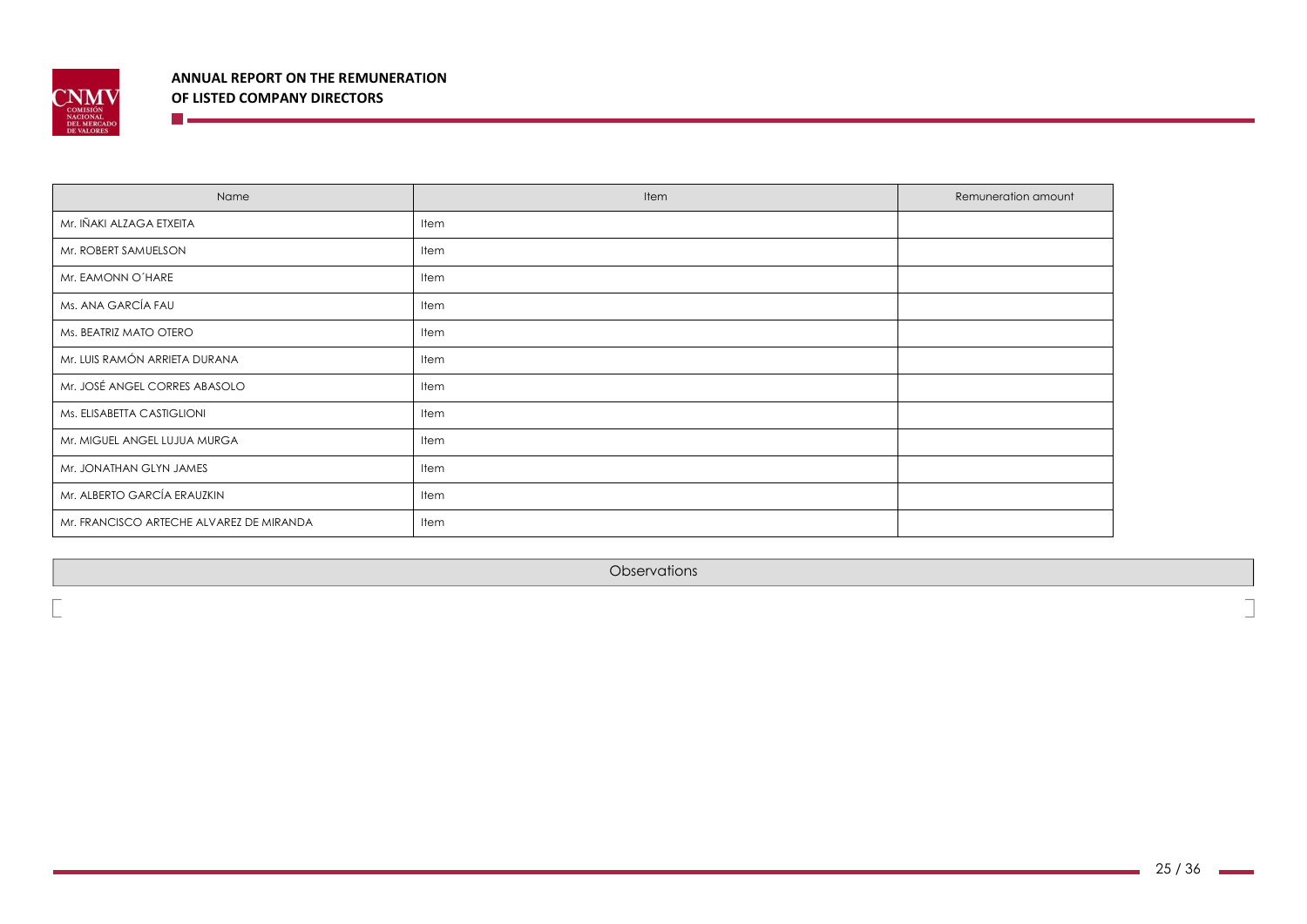| Name | Item | Remuneration amount |
| --- | --- | --- |
| Mr. IÑAKI ALZAGA ETXEITA | Item | |
| Mr. ROBERT SAMUELSON | Item | |
| Mr. EAMONN O´HARE | Item | |
| Ms. ANA GARCÍA FAU | Item | |
| Ms. BEATRIZ MATO OTERO | Item | |
| Mr. LUIS RAMÓN ARRIETA DURANA | Item | |
| Mr. JOSÉ ANGEL CORRES ABASOLO | Item | |
| Ms. ELISABETTA CASTIGLIONI | Item | |
| Mr. MIGUEL ANGEL LUJUA MURGA | Item | |
| Mr. JONATHAN GLYN JAMES | Item | |
| Mr. ALBERTO GARCÍA ERAUZKIN | Item | |
| Mr. FRANCISCO ARTECHE ALVAREZ DE MIRANDA | Item | |

| Observations |
| --- |
| |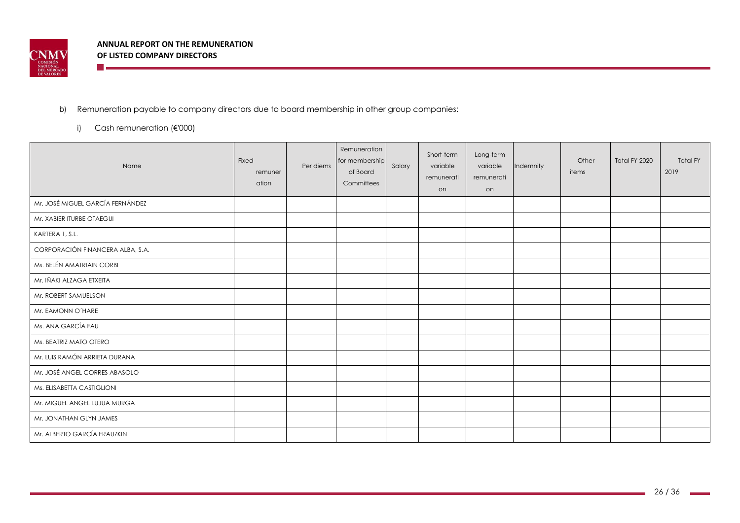b) Remuneration payable to company directors due to board membership in other group companies:

i) Cash remuneration (€'000)

| Name | Fixed remuneration | Per diems | Remuneration for membership of Board Committees | Salary | Short-term variable remuneration | Long-term variable remuneration | Indemnity | Other items | Total FY 2020 | Total FY 2019 |
|---|---|---|---|---|---|---|---|---|---|---|
| Mr. JOSÉ MIGUEL GARCÍA FERNÁNDEZ | | | | | | | | | | |
| Mr. XABIER ITURBE OTAEGUI | | | | | | | | | | |
| KARTERA 1, S.L. | | | | | | | | | | |
| CORPORACIÓN FINANCERA ALBA, S.A. | | | | | | | | | | |
| Ms. BELÉN AMATRIAIN CORBI | | | | | | | | | | |
| Mr. IÑAKI ALZAGA ETXEITA | | | | | | | | | | |
| Mr. ROBERT SAMUELSON | | | | | | | | | | |
| Mr. EAMONN O´HARE | | | | | | | | | | |
| Ms. ANA GARCÍA FAU | | | | | | | | | | |
| Ms. BEATRIZ MATO OTERO | | | | | | | | | | |
| Mr. LUIS RAMÓN ARRIETA DURANA | | | | | | | | | | |
| Mr. JOSÉ ANGEL CORRES ABASOLO | | | | | | | | | | |
| Ms. ELISABETTA CASTIGLIONI | | | | | | | | | | |
| Mr. MIGUEL ANGEL LUJUA MURGA | | | | | | | | | | |
| Mr. JONATHAN GLYN JAMES | | | | | | | | | | |
| Mr. ALBERTO GARCÍA ERAUZKIN | | | | | | | | | | |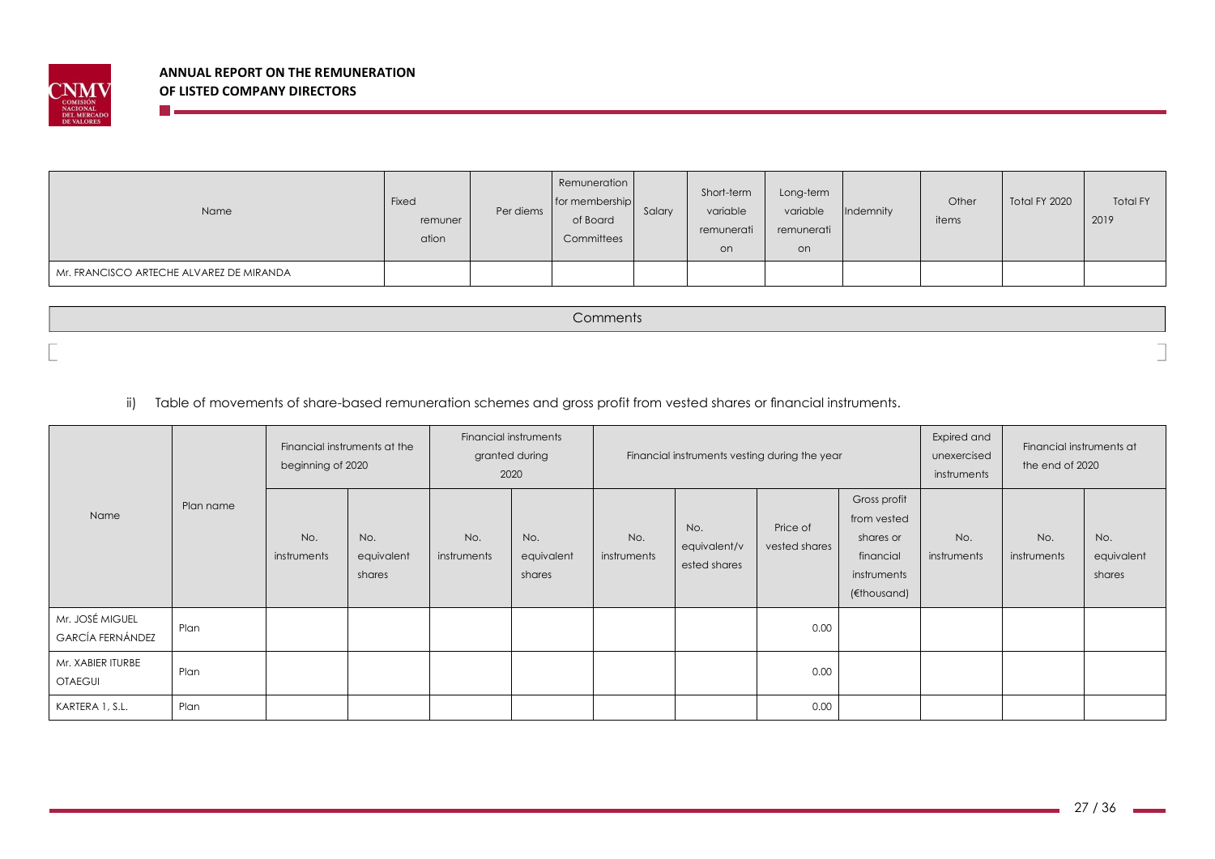| Name | Fixed remuneration | Per diems | Remuneration for membership of Board Committees | Salary | Short-term variable remuneration | Long-term variable remuneration | Indemnity | Other items | Total FY 2020 | Total FY 2019 |
|---|---|---|---|---|---|---|---|---|---|---|
| Mr. FRANCISCO ARTECHE ALVAREZ DE MIRANDA | | | | | | | | | | |

| Comments |
|---|
| |

ii) Table of movements of share-based remuneration schemes and gross profit from vested shares or financial instruments.

| Name | Plan name | Financial instruments at the beginning of 2020 | | Financial instruments granted during 2020 | | Financial instruments vesting during the year | | | | Expired and unexercised instruments | Financial instruments at the end of 2020 | |
|---|---|---|---|---|---|---|---|---|---|---|---|---|
| | | No. instruments | No. equivalent shares | No. instruments | No. equivalent shares | No. instruments | No. equivalent/vested shares | Price of vested shares | Gross profit from vested shares or financial instruments (€thousand) | No. instruments | No. instruments | No. equivalent shares |
| Mr. JOSÉ MIGUEL GARCÍA FERNÁNDEZ | Plan | | | | | | | 0.00 | | | | |
| Mr. XABIER ITURBE OTAEGUI | Plan | | | | | | | 0.00 | | | | |
| KARTERA 1, S.L. | Plan | | | | | | | 0.00 | | | | |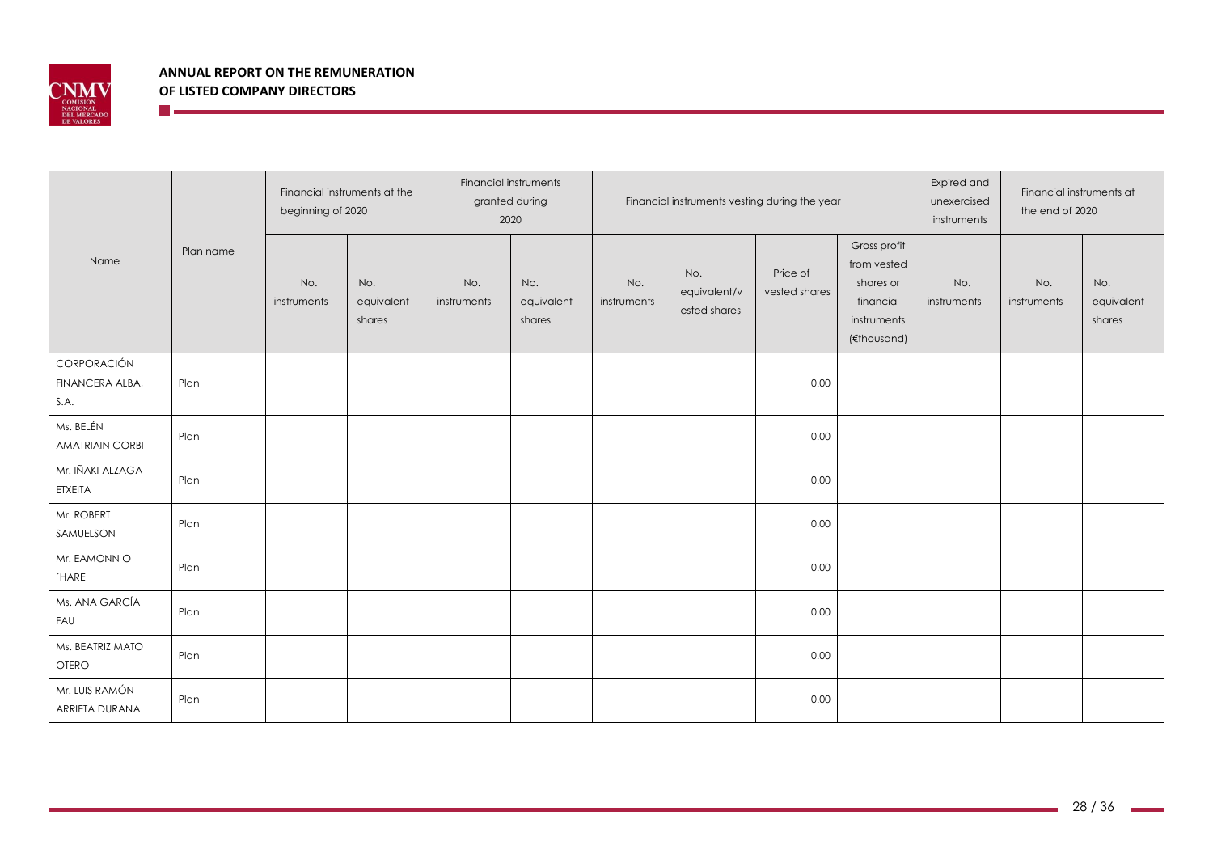| Name | Plan name | Financial instruments at the beginning of 2020 | | Financial instruments granted during 2020 | | Financial instruments vesting during the year | | | | Expired and unexercised instruments | Financial instruments at the end of 2020 | |
|---|---|---|---|---|---|---|---|---|---|---|---|---|
| | | No. instruments | No. equivalent shares | No. instruments | No. equivalent shares | No. instruments | No. equivalent/vested shares | Price of vested shares | Gross profit from vested shares or financial instruments (€thousand) | No. instruments | No. instruments | No. equivalent shares |
| CORPORACIÓN FINANCERA ALBA, S.A. | Plan | | | | | | | 0.00 | | | | |
| Ms. BELÉN AMATRIAIN CORBI | Plan | | | | | | | 0.00 | | | | |
| Mr. IÑAKI ALZAGA ETXEITA | Plan | | | | | | | 0.00 | | | | |
| Mr. ROBERT SAMUELSON | Plan | | | | | | | 0.00 | | | | |
| Mr. EAMONN O ´HARE | Plan | | | | | | | 0.00 | | | | |
| Ms. ANA GARCÍA FAU | Plan | | | | | | | 0.00 | | | | |
| Ms. BEATRIZ MATO OTERO | Plan | | | | | | | 0.00 | | | | |
| Mr. LUIS RAMÓN ARRIETA DURANA | Plan | | | | | | | 0.00 | | | | |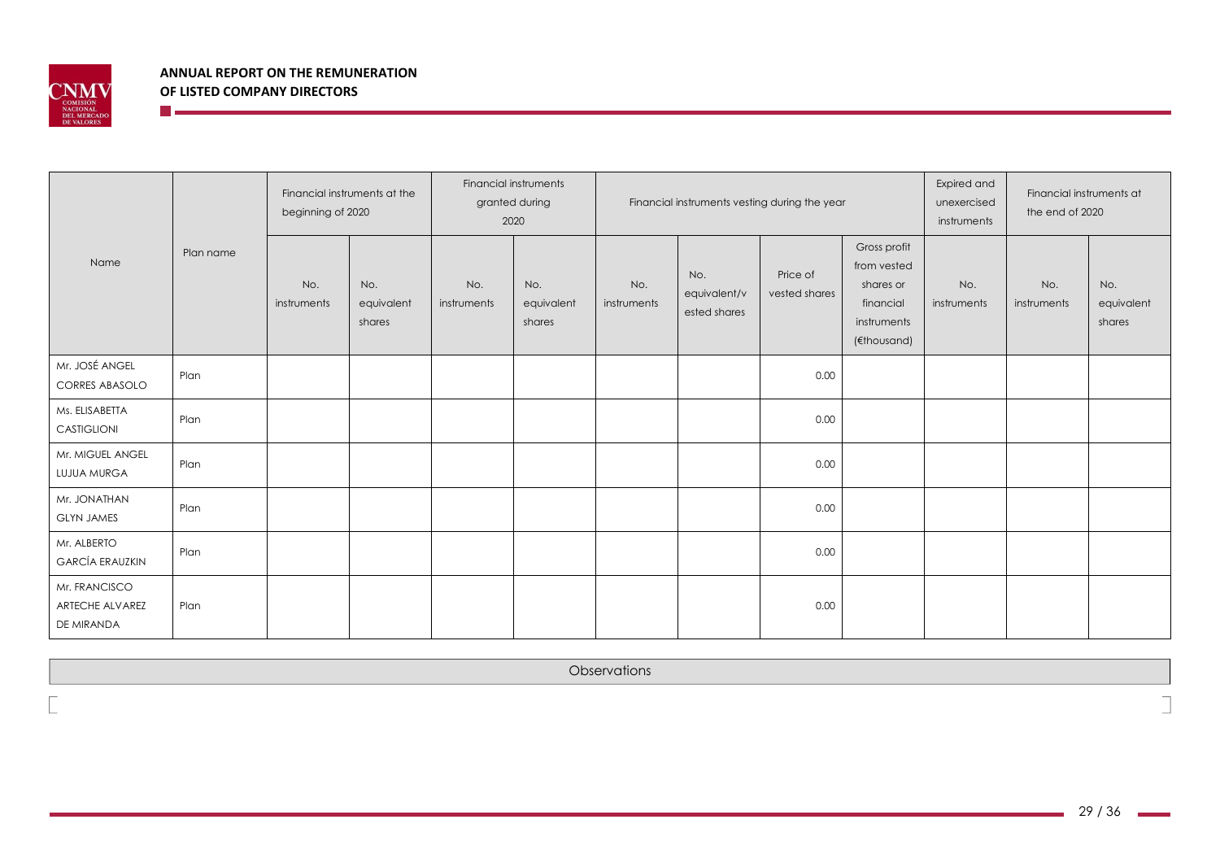| Name | Plan name | Financial instruments at the beginning of 2020 | | Financial instruments granted during 2020 | | Financial instruments vesting during the year | | | | Expired and unexercised instruments | Financial instruments at the end of 2020 | |
|---|---|---|---|---|---|---|---|---|---|---|---|---|
| | | No. instruments | No. equivalent shares | No. instruments | No. equivalent shares | No. instruments | No. equivalent/vested shares | Price of vested shares | Gross profit from vested shares or financial instruments (€thousand) | No. instruments | No. instruments | No. equivalent shares |
| Mr. JOSÉ ANGEL CORRES ABASOLO | Plan | | | | | | | 0.00 | | | | |
| Ms. ELISABETTA CASTIGLIONI | Plan | | | | | | | 0.00 | | | | |
| Mr. MIGUEL ANGEL LUJUA MURGA | Plan | | | | | | | 0.00 | | | | |
| Mr. JONATHAN GLYN JAMES | Plan | | | | | | | 0.00 | | | | |
| Mr. ALBERTO GARCÍA ERAUZKIN | Plan | | | | | | | 0.00 | | | | |
| Mr. FRANCISCO ARTECHE ALVAREZ DE MIRANDA | Plan | | | | | | | 0.00 | | | | |

| Observations |
|---|
| |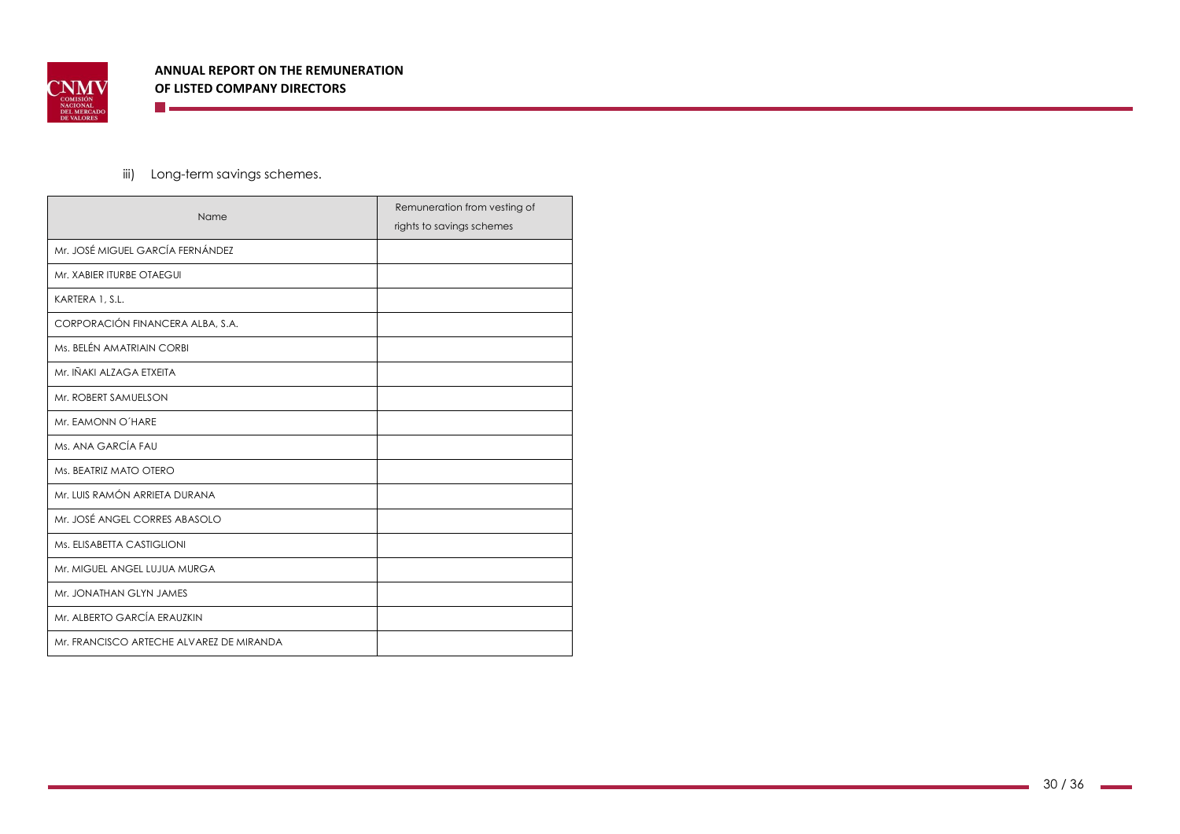iii) Long-term savings schemes.

| Name | Remuneration from vesting of rights to savings schemes |
|---|---|
| Mr. JOSÉ MIGUEL GARCÍA FERNÁNDEZ | |
| Mr. XABIER ITURBE OTAEGUI | |
| KARTERA 1, S.L. | |
| CORPORACIÓN FINANCERA ALBA, S.A. | |
| Ms. BELÉN AMATRIAIN CORBI | |
| Mr. IÑAKI ALZAGA ETXEITA | |
| Mr. ROBERT SAMUELSON | |
| Mr. EAMONN O´HARE | |
| Ms. ANA GARCÍA FAU | |
| Ms. BEATRIZ MATO OTERO | |
| Mr. LUIS RAMÓN ARRIETA DURANA | |
| Mr. JOSÉ ANGEL CORRES ABASOLO | |
| Ms. ELISABETTA CASTIGLIONI | |
| Mr. MIGUEL ANGEL LUJUA MURGA | |
| Mr. JONATHAN GLYN JAMES | |
| Mr. ALBERTO GARCÍA ERAUZKIN | |
| Mr. FRANCISCO ARTECHE ALVAREZ DE MIRANDA | |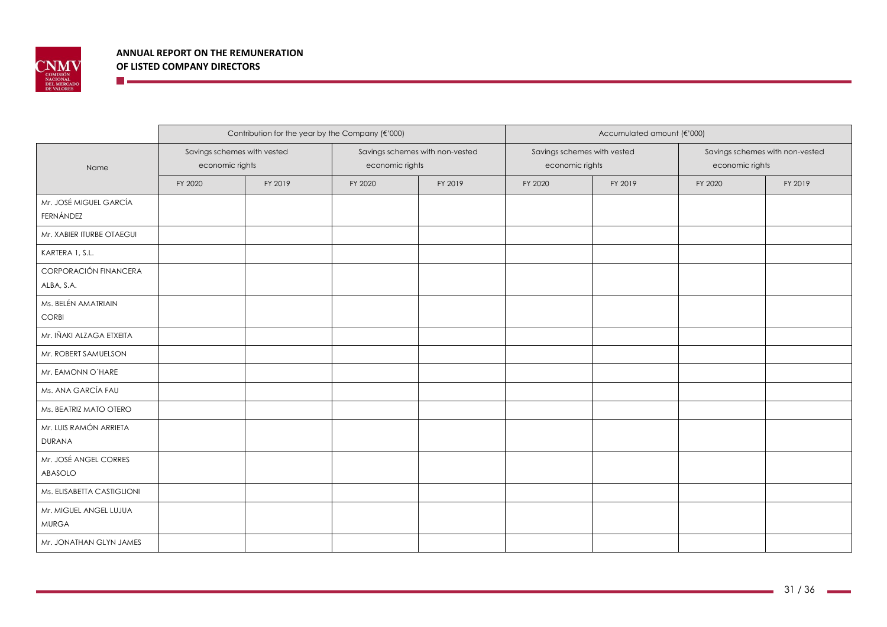| Name | Contribution for the year by the Company (€'000) | | | | Accumulated amount (€'000) | | | |
|---|---|---|---|---|---|---|---|---|
| | Savings schemes with vested economic rights | | Savings schemes with non-vested economic rights | | Savings schemes with vested economic rights | | Savings schemes with non-vested economic rights | |
| | FY 2020 | FY 2019 | FY 2020 | FY 2019 | FY 2020 | FY 2019 | FY 2020 | FY 2019 |
| Mr. JOSÉ MIGUEL GARCÍA FERNÁNDEZ | | | | | | | | |
| Mr. XABIER ITURBE OTAEGUI | | | | | | | | |
| KARTERA 1, S.L. | | | | | | | | |
| CORPORACIÓN FINANCERA ALBA, S.A. | | | | | | | | |
| Ms. BELÉN AMATRIAIN CORBI | | | | | | | | |
| Mr. IÑAKI ALZAGA ETXEITA | | | | | | | | |
| Mr. ROBERT SAMUELSON | | | | | | | | |
| Mr. EAMONN O´HARE | | | | | | | | |
| Ms. ANA GARCÍA FAU | | | | | | | | |
| Ms. BEATRIZ MATO OTERO | | | | | | | | |
| Mr. LUIS RAMÓN ARRIETA DURANA | | | | | | | | |
| Mr. JOSÉ ANGEL CORRES ABASOLO | | | | | | | | |
| Ms. ELISABETTA CASTIGLIONI | | | | | | | | |
| Mr. MIGUEL ANGEL LUJUA MURGA | | | | | | | | |
| Mr. JONATHAN GLYN JAMES | | | | | | | | |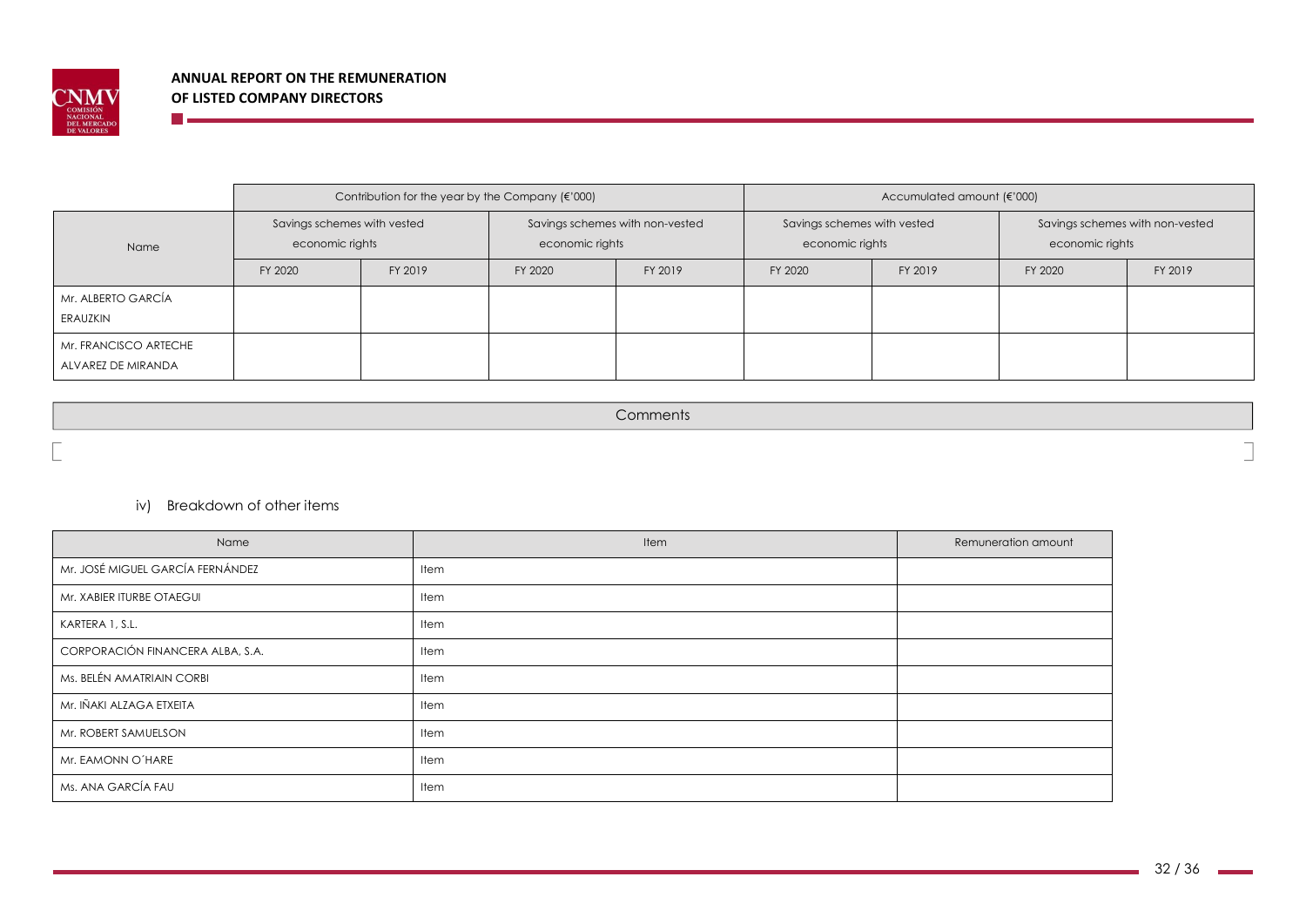| Name | Contribution for the year by the Company (€'000) | | | | Accumulated amount (€'000) | | | |
|---|---|---|---|---|---|---|---|---|
| | Savings schemes with vested economic rights | | Savings schemes with non-vested economic rights | | Savings schemes with vested economic rights | | Savings schemes with non-vested economic rights | |
| | FY 2020 | FY 2019 | FY 2020 | FY 2019 | FY 2020 | FY 2019 | FY 2020 | FY 2019 |
| Mr. ALBERTO GARCÍA ERAUZKIN | | | | | | | | |
| Mr. FRANCISCO ARTECHE ALVAREZ DE MIRANDA | | | | | | | | |

| Comments |
|---|
| |

iv) Breakdown of other items

| Name | Item | Remuneration amount |
|---|---|---|
| Mr. JOSÉ MIGUEL GARCÍA FERNÁNDEZ | Item | |
| Mr. XABIER ITURBE OTAEGUI | Item | |
| KARTERA 1, S.L. | Item | |
| CORPORACIÓN FINANCERA ALBA, S.A. | Item | |
| Ms. BELÉN AMATRIAIN CORBI | Item | |
| Mr. IÑAKI ALZAGA ETXEITA | Item | |
| Mr. ROBERT SAMUELSON | Item | |
| Mr. EAMONN O´HARE | Item | |
| Ms. ANA GARCÍA FAU | Item | |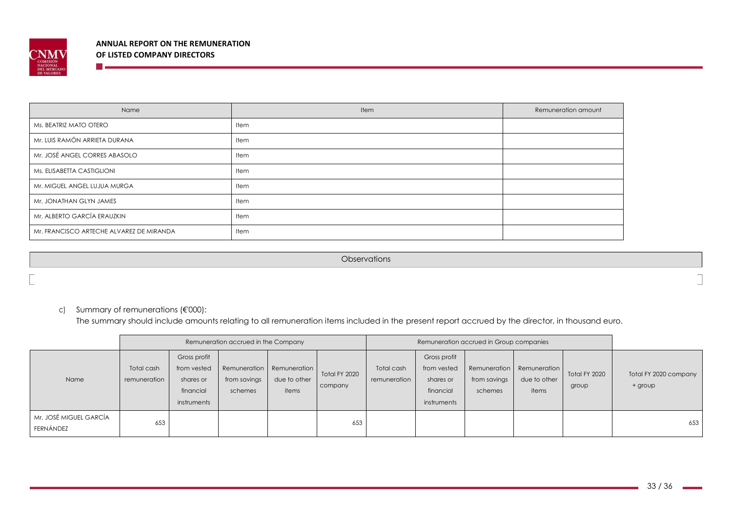| Name | Item | Remuneration amount |
|---|---|---|
| Ms. BEATRIZ MATO OTERO | Item | |
| Mr. LUIS RAMÓN ARRIETA DURANA | Item | |
| Mr. JOSÉ ANGEL CORRES ABASOLO | Item | |
| Ms. ELISABETTA CASTIGLIONI | Item | |
| Mr. MIGUEL ANGEL LUJUA MURGA | Item | |
| Mr. JONATHAN GLYN JAMES | Item | |
| Mr. ALBERTO GARCÍA ERAUZKIN | Item | |
| Mr. FRANCISCO ARTECHE ALVAREZ DE MIRANDA | Item | |

| Observations |
|---|
| |

c) Summary of remunerations (€'000):

The summary should include amounts relating to all remuneration items included in the present report accrued by the director, in thousand euro.

| | Remuneration accrued in the Company | | | | | Remuneration accrued in Group companies | | | | | |
|---|---|---|---|---|---|---|---|---|---|---|---|
| Name | Total cash remuneration | Gross profit from vested shares or financial instruments | Remuneration from savings schemes | Remuneration due to other items | Total FY 2020 company | Total cash remuneration | Gross profit from vested shares or financial instruments | Remuneration from savings schemes | Remuneration due to other items | Total FY 2020 group | Total FY 2020 company + group |
| Mr. JOSÉ MIGUEL GARCÍA FERNÁNDEZ | 653 | | | | 653 | | | | | | 653 |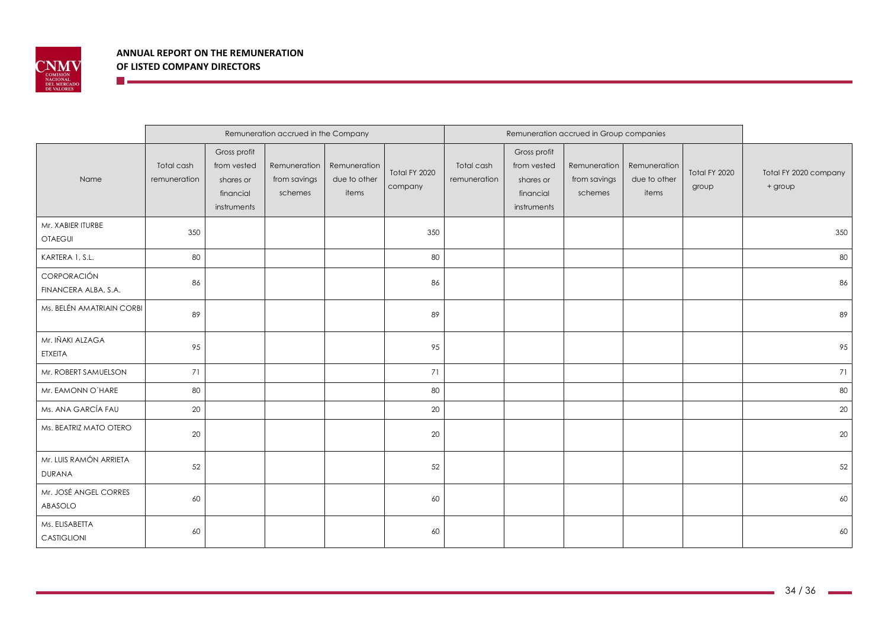|  | Remuneration accrued in the Company | | | | | Remuneration accrued in Group companies | | | | |  |
|---|---|---|---|---|---|---|---|---|---|---|---|
| Name | Total cash remuneration | Gross profit from vested shares or financial instruments | Remuneration from savings schemes | Remuneration due to other items | Total FY 2020 company | Total cash remuneration | Gross profit from vested shares or financial instruments | Remuneration from savings schemes | Remuneration due to other items | Total FY 2020 group | Total FY 2020 company + group |
| Mr. XABIER ITURBE OTAEGUI | 350 | | | | 350 | | | | | | 350 |
| KARTERA 1, S.L. | 80 | | | | 80 | | | | | | 80 |
| CORPORACIÓN FINANCERA ALBA, S.A. | 86 | | | | 86 | | | | | | 86 |
| Ms. BELÉN AMATRIAIN CORBI | 89 | | | | 89 | | | | | | 89 |
| Mr. IÑAKI ALZAGA ETXEITA | 95 | | | | 95 | | | | | | 95 |
| Mr. ROBERT SAMUELSON | 71 | | | | 71 | | | | | | 71 |
| Mr. EAMONN O´HARE | 80 | | | | 80 | | | | | | 80 |
| Ms. ANA GARCÍA FAU | 20 | | | | 20 | | | | | | 20 |
| Ms. BEATRIZ MATO OTERO | 20 | | | | 20 | | | | | | 20 |
| Mr. LUIS RAMÓN ARRIETA DURANA | 52 | | | | 52 | | | | | | 52 |
| Mr. JOSÉ ANGEL CORRES ABASOLO | 60 | | | | 60 | | | | | | 60 |
| Ms. ELISABETTA CASTIGLIONI | 60 | | | | 60 | | | | | | 60 |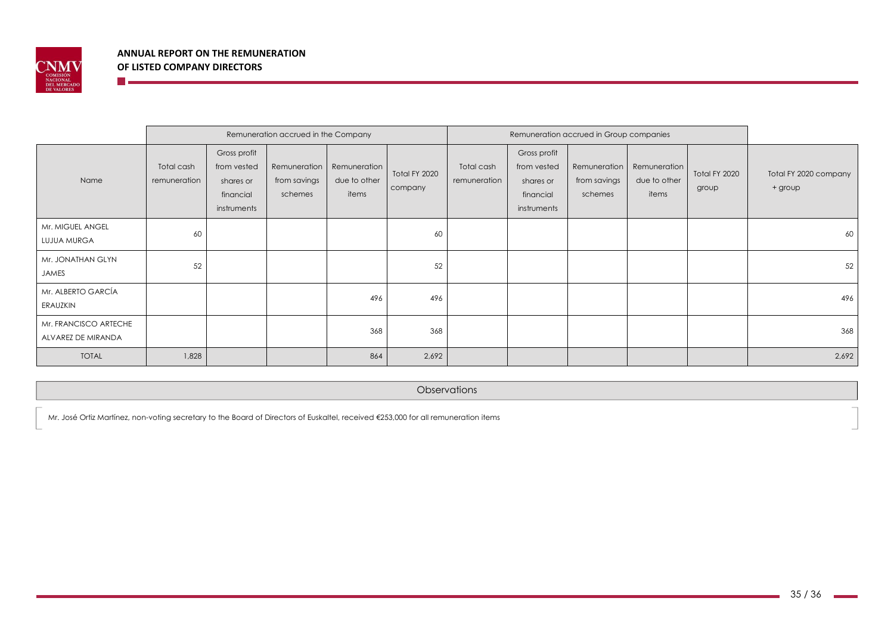| Name | Remuneration accrued in the Company | | | | | Remuneration accrued in Group companies | | | | | Total FY 2020 company + group |
|---|---|---|---|---|---|---|---|---|---|---|---|
| | Total cash remuneration | Gross profit from vested shares or financial instruments | Remuneration from savings schemes | Remuneration due to other items | Total FY 2020 company | Total cash remuneration | Gross profit from vested shares or financial instruments | Remuneration from savings schemes | Remuneration due to other items | Total FY 2020 group | |
| Mr. MIGUEL ANGEL LUJUA MURGA | 60 | | | | 60 | | | | | | 60 |
| Mr. JONATHAN GLYN JAMES | 52 | | | | 52 | | | | | | 52 |
| Mr. ALBERTO GARCÍA ERAUZKIN | | | | 496 | 496 | | | | | | 496 |
| Mr. FRANCISCO ARTECHE ALVAREZ DE MIRANDA | | | | 368 | 368 | | | | | | 368 |
| TOTAL | 1,828 | | | 864 | 2,692 | | | | | | 2,692 |

| Observations |
|---|
| Mr. José Ortiz Martínez, non-voting secretary to the Board of Directors of Euskaltel, received €253,000 for all remuneration items |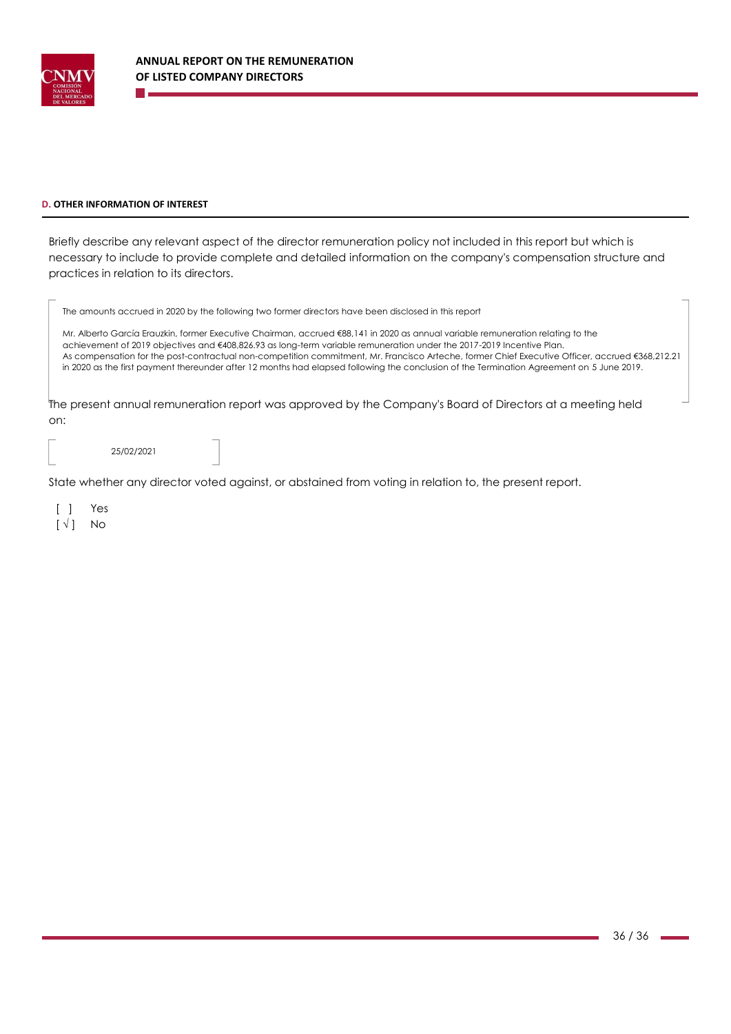### D. OTHER INFORMATION OF INTEREST

Briefly describe any relevant aspect of the director remuneration policy not included in this report but which is necessary to include to provide complete and detailed information on the company's compensation structure and practices in relation to its directors.

The amounts accrued in 2020 by the following two former directors have been disclosed in this report

Mr. Alberto García Erauzkin, former Executive Chairman, accrued €88,141 in 2020 as annual variable remuneration relating to the achievement of 2019 objectives and €408,826.93 as long-term variable remuneration under the 2017-2019 Incentive Plan.
As compensation for the post-contractual non-competition commitment, Mr. Francisco Arteche, former Chief Executive Officer, accrued €368,212.21 in 2020 as the first payment thereunder after 12 months had elapsed following the conclusion of the Termination Agreement on 5 June 2019.

The present annual remuneration report was approved by the Company's Board of Directors at a meeting held on:

25/02/2021

State whether any director voted against, or abstained from voting in relation to, the present report.

[ ] Yes
[ √ ] No